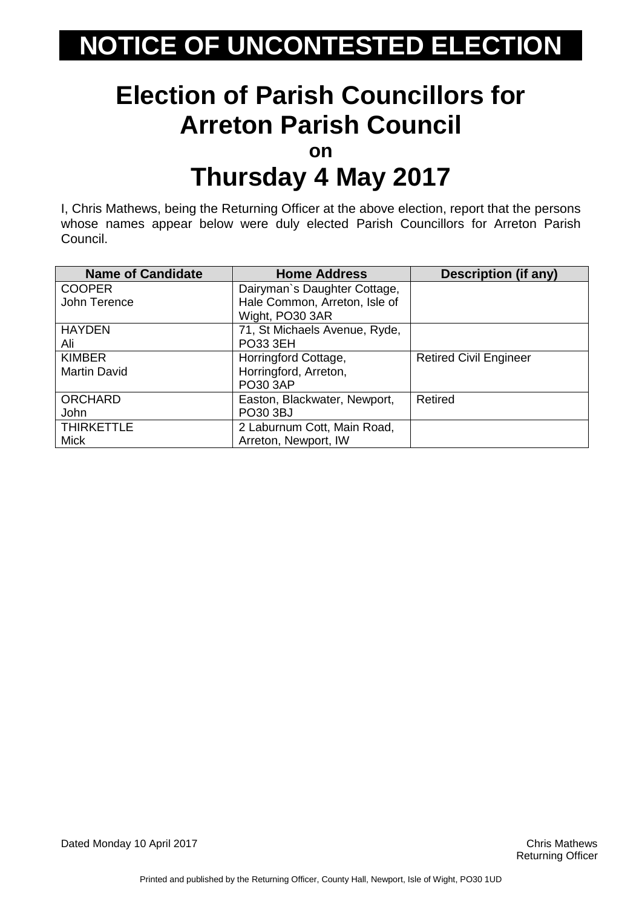# NOTICE OF UNCONTESTED ELECTION

## Election of Parish Councillors for Arreton Parish Council

**on**

## Thursday 4 May 2017

I, Chris Mathews, being the Returning Officer at the above election, report that the persons whose names appear below were duly elected Parish Councillors for Arreton Parish Council.

| Name of Candidate | Home Address | Description (if any) |
|---|---|---|
| COOPER<br>John Terence | Dairyman`s Daughter Cottage, Hale Common, Arreton, Isle of Wight, PO30 3AR | |
| HAYDEN<br>Ali | 71, St Michaels Avenue, Ryde, PO33 3EH | |
| KIMBER<br>Martin David | Horringford Cottage, Horringford, Arreton, PO30 3AP | Retired Civil Engineer |
| ORCHARD<br>John | Easton, Blackwater, Newport, PO30 3BJ | Retired |
| THIRKETTLE<br>Mick | 2 Laburnum Cott, Main Road, Arreton, Newport, IW | |

Dated Monday 10 April 2017

Chris Mathews
Returning Officer

Printed and published by the Returning Officer, County Hall, Newport, Isle of Wight, PO30 1UD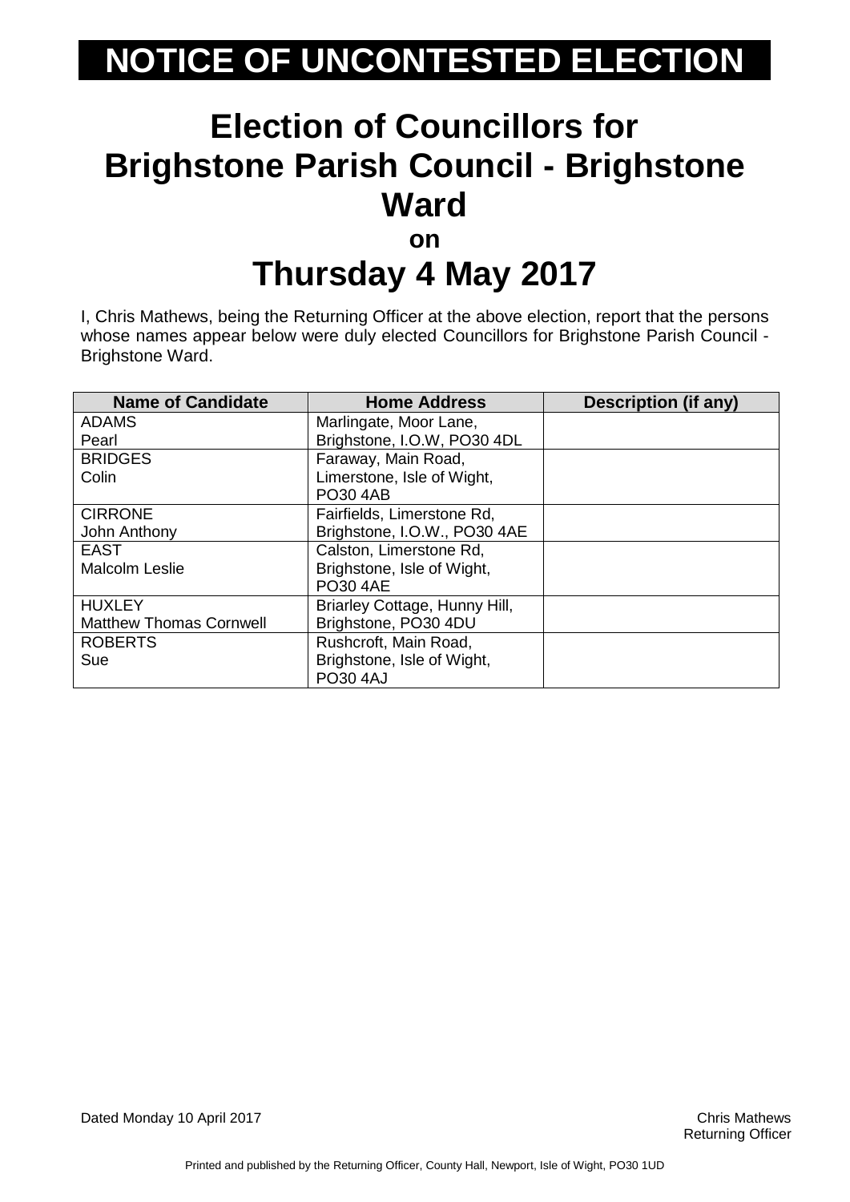# NOTICE OF UNCONTESTED ELECTION

## Election of Councillors for Brighstone Parish Council - Brighstone Ward

**on**

## Thursday 4 May 2017

I, Chris Mathews, being the Returning Officer at the above election, report that the persons whose names appear below were duly elected Councillors for Brighstone Parish Council - Brighstone Ward.

| Name of Candidate | Home Address | Description (if any) |
|---|---|---|
| ADAMS Pearl | Marlingate, Moor Lane, Brighstone, I.O.W, PO30 4DL | |
| BRIDGES Colin | Faraway, Main Road, Limerstone, Isle of Wight, PO30 4AB | |
| CIRRONE John Anthony | Fairfields, Limerstone Rd, Brighstone, I.O.W., PO30 4AE | |
| EAST Malcolm Leslie | Calston, Limerstone Rd, Brighstone, Isle of Wight, PO30 4AE | |
| HUXLEY Matthew Thomas Cornwell | Briarley Cottage, Hunny Hill, Brighstone, PO30 4DU | |
| ROBERTS Sue | Rushcroft, Main Road, Brighstone, Isle of Wight, PO30 4AJ | |

Dated Monday 10 April 2017

Chris Mathews
Returning Officer

Printed and published by the Returning Officer, County Hall, Newport, Isle of Wight, PO30 1UD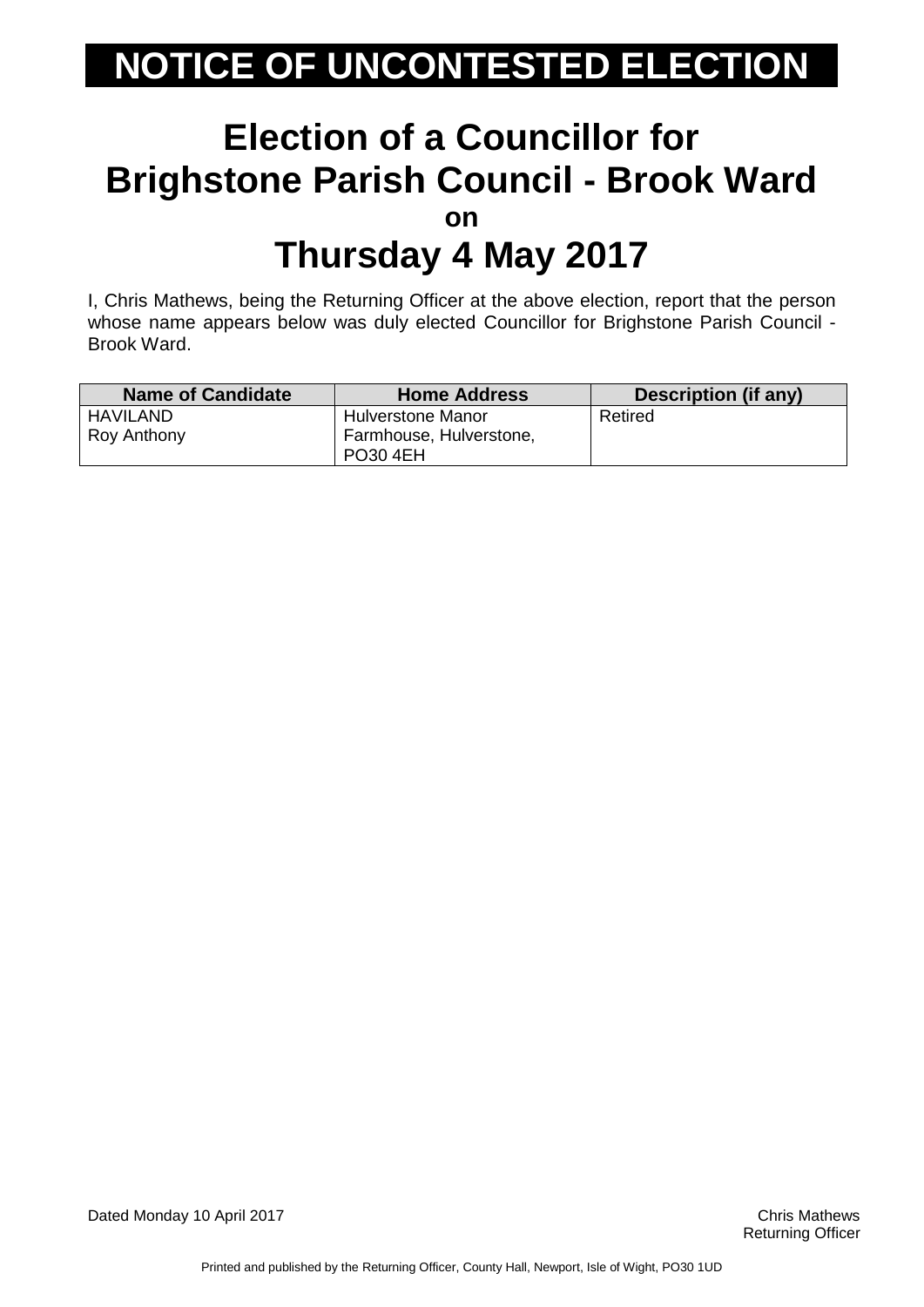# NOTICE OF UNCONTESTED ELECTION

## Election of a Councillor for Brighstone Parish Council - Brook Ward
### on
## Thursday 4 May 2017

I, Chris Mathews, being the Returning Officer at the above election, report that the person whose name appears below was duly elected Councillor for Brighstone Parish Council - Brook Ward.

| Name of Candidate | Home Address | Description (if any) |
| --- | --- | --- |
| HAVILAND Roy Anthony | Hulverstone Manor Farmhouse, Hulverstone, PO30 4EH | Retired |

Dated Monday 10 April 2017

Chris Mathews
Returning Officer

Printed and published by the Returning Officer, County Hall, Newport, Isle of Wight, PO30 1UD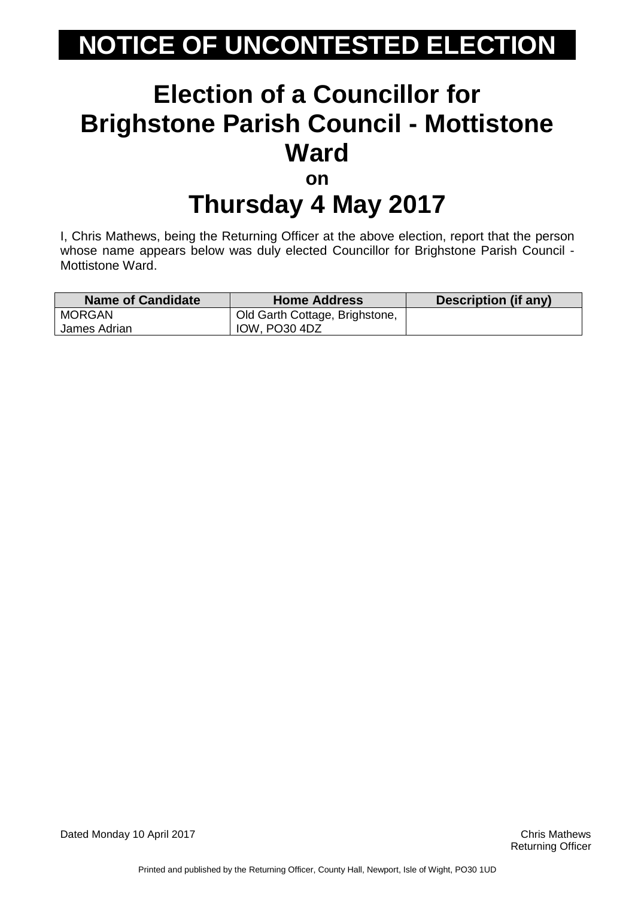# NOTICE OF UNCONTESTED ELECTION

## Election of a Councillor for Brighstone Parish Council - Mottistone Ward

**on**

## Thursday 4 May 2017

I, Chris Mathews, being the Returning Officer at the above election, report that the person whose name appears below was duly elected Councillor for Brighstone Parish Council - Mottistone Ward.

| Name of Candidate | Home Address | Description (if any) |
|---|---|---|
| MORGAN<br>James Adrian | Old Garth Cottage, Brighstone, IOW, PO30 4DZ | |

Dated Monday 10 April 2017

Chris Mathews
Returning Officer

Printed and published by the Returning Officer, County Hall, Newport, Isle of Wight, PO30 1UD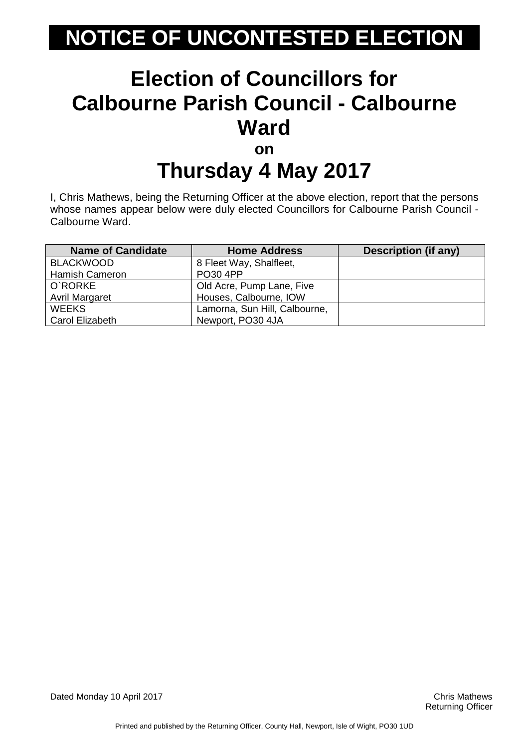# NOTICE OF UNCONTESTED ELECTION

## Election of Councillors for Calbourne Parish Council - Calbourne Ward

**on**

## Thursday 4 May 2017

I, Chris Mathews, being the Returning Officer at the above election, report that the persons whose names appear below were duly elected Councillors for Calbourne Parish Council - Calbourne Ward.

| Name of Candidate | Home Address | Description (if any) |
|---|---|---|
| BLACKWOOD Hamish Cameron | 8 Fleet Way, Shalfleet, PO30 4PP | |
| O`RORKE Avril Margaret | Old Acre, Pump Lane, Five Houses, Calbourne, IOW | |
| WEEKS Carol Elizabeth | Lamorna, Sun Hill, Calbourne, Newport, PO30 4JA | |

Dated Monday 10 April 2017

Chris Mathews
Returning Officer

Printed and published by the Returning Officer, County Hall, Newport, Isle of Wight, PO30 1UD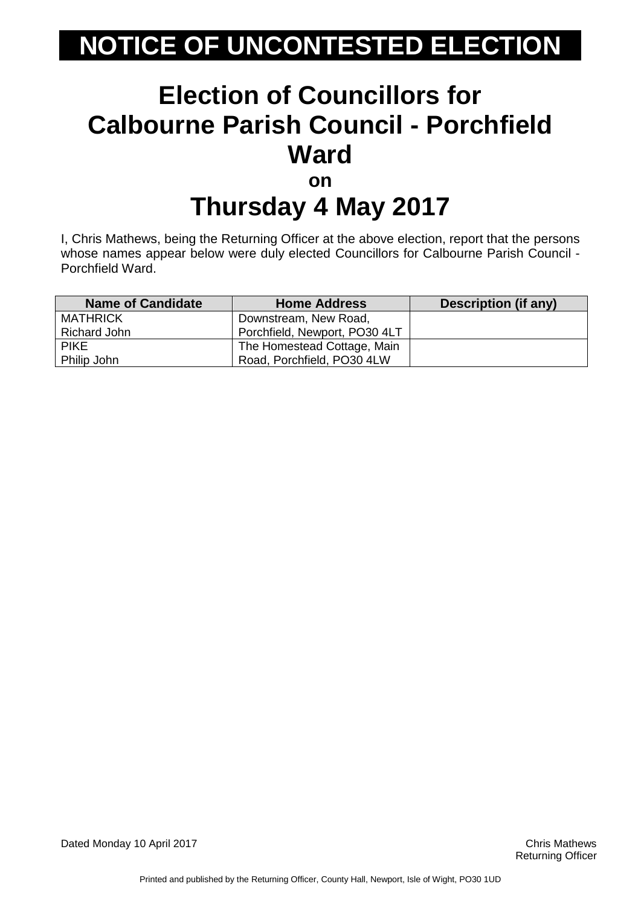# NOTICE OF UNCONTESTED ELECTION

## Election of Councillors for Calbourne Parish Council - Porchfield Ward

**on**

## Thursday 4 May 2017

I, Chris Mathews, being the Returning Officer at the above election, report that the persons whose names appear below were duly elected Councillors for Calbourne Parish Council - Porchfield Ward.

| Name of Candidate | Home Address | Description (if any) |
|---|---|---|
| MATHRICK<br>Richard John | Downstream, New Road, Porchfield, Newport, PO30 4LT | |
| PIKE<br>Philip John | The Homestead Cottage, Main Road, Porchfield, PO30 4LW | |

Dated Monday 10 April 2017

Chris Mathews
Returning Officer

Printed and published by the Returning Officer, County Hall, Newport, Isle of Wight, PO30 1UD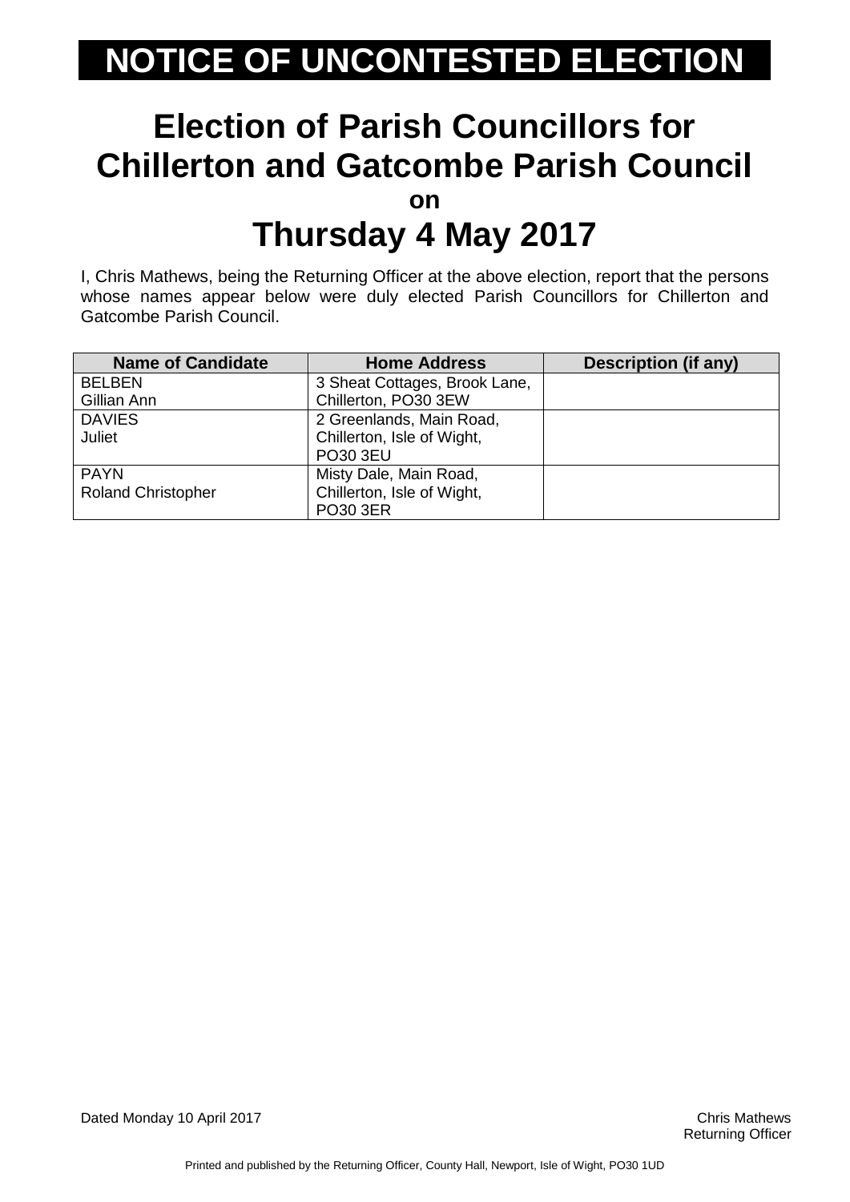# NOTICE OF UNCONTESTED ELECTION

## Election of Parish Councillors for Chillerton and Gatcombe Parish Council

**on**

## Thursday 4 May 2017

I, Chris Mathews, being the Returning Officer at the above election, report that the persons whose names appear below were duly elected Parish Councillors for Chillerton and Gatcombe Parish Council.

| Name of Candidate | Home Address | Description (if any) |
|---|---|---|
| BELBEN<br>Gillian Ann | 3 Sheat Cottages, Brook Lane, Chillerton, PO30 3EW | |
| DAVIES<br>Juliet | 2 Greenlands, Main Road, Chillerton, Isle of Wight, PO30 3EU | |
| PAYN<br>Roland Christopher | Misty Dale, Main Road, Chillerton, Isle of Wight, PO30 3ER | |

Dated Monday 10 April 2017

Chris Mathews
Returning Officer

Printed and published by the Returning Officer, County Hall, Newport, Isle of Wight, PO30 1UD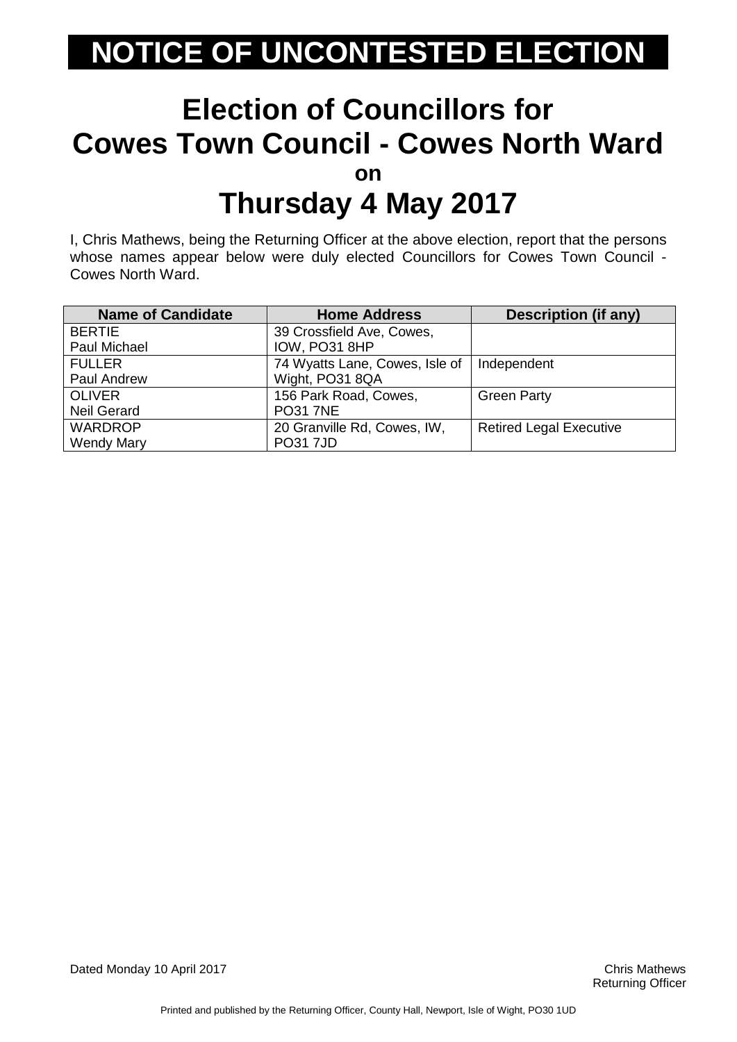# NOTICE OF UNCONTESTED ELECTION

## Election of Councillors for Cowes Town Council - Cowes North Ward

**on**

## Thursday 4 May 2017

I, Chris Mathews, being the Returning Officer at the above election, report that the persons whose names appear below were duly elected Councillors for Cowes Town Council - Cowes North Ward.

| Name of Candidate | Home Address | Description (if any) |
|---|---|---|
| BERTIE<br>Paul Michael | 39 Crossfield Ave, Cowes, IOW, PO31 8HP | |
| FULLER<br>Paul Andrew | 74 Wyatts Lane, Cowes, Isle of Wight, PO31 8QA | Independent |
| OLIVER<br>Neil Gerard | 156 Park Road, Cowes, PO31 7NE | Green Party |
| WARDROP<br>Wendy Mary | 20 Granville Rd, Cowes, IW, PO31 7JD | Retired Legal Executive |

Dated Monday 10 April 2017

Chris Mathews
Returning Officer

Printed and published by the Returning Officer, County Hall, Newport, Isle of Wight, PO30 1UD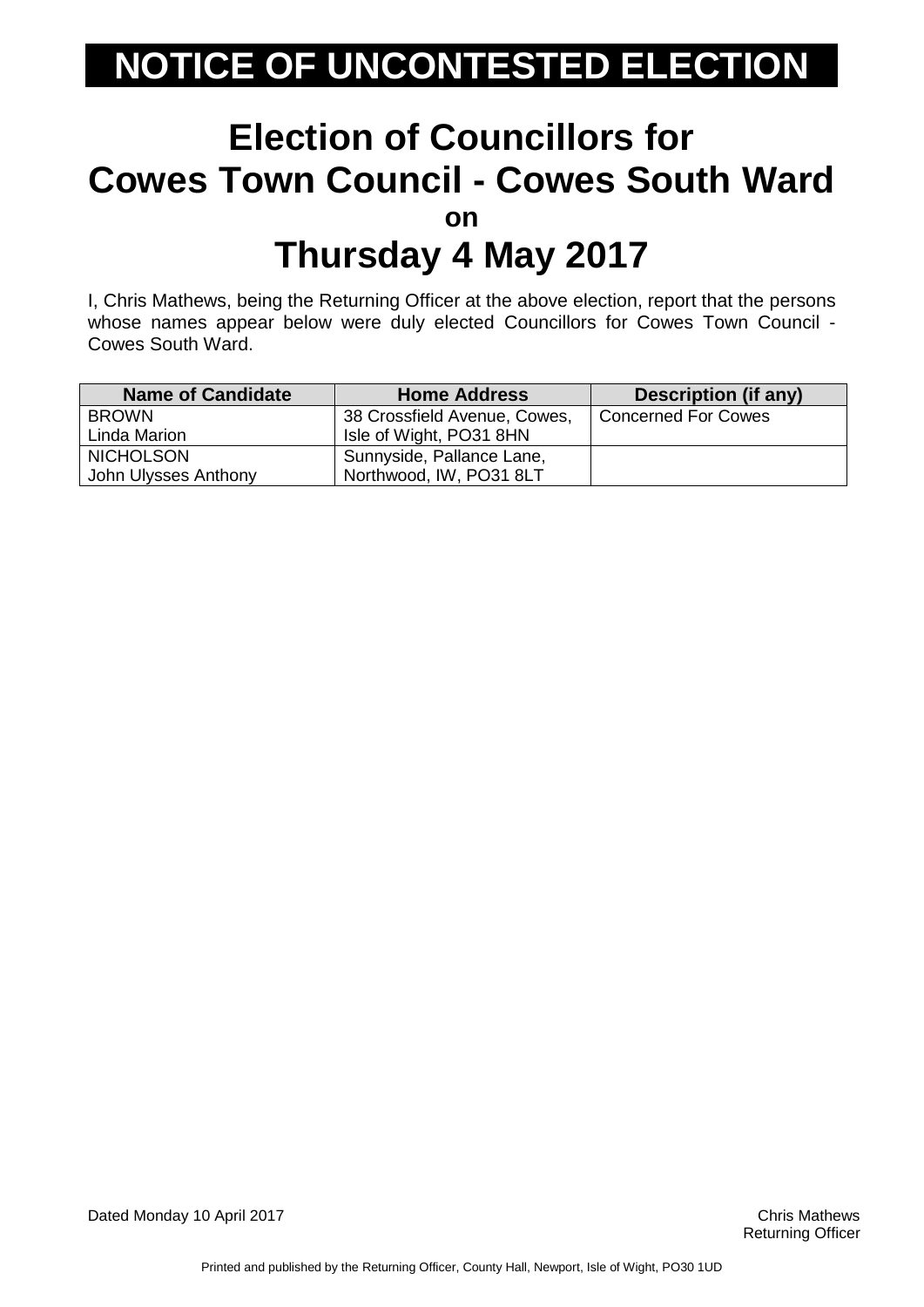# NOTICE OF UNCONTESTED ELECTION

## Election of Councillors for Cowes Town Council - Cowes South Ward

**on**

## Thursday 4 May 2017

I, Chris Mathews, being the Returning Officer at the above election, report that the persons whose names appear below were duly elected Councillors for Cowes Town Council - Cowes South Ward.

| Name of Candidate | Home Address | Description (if any) |
|---|---|---|
| BROWN<br>Linda Marion | 38 Crossfield Avenue, Cowes, Isle of Wight, PO31 8HN | Concerned For Cowes |
| NICHOLSON<br>John Ulysses Anthony | Sunnyside, Pallance Lane, Northwood, IW, PO31 8LT | |

Dated Monday 10 April 2017

Chris Mathews
Returning Officer

Printed and published by the Returning Officer, County Hall, Newport, Isle of Wight, PO30 1UD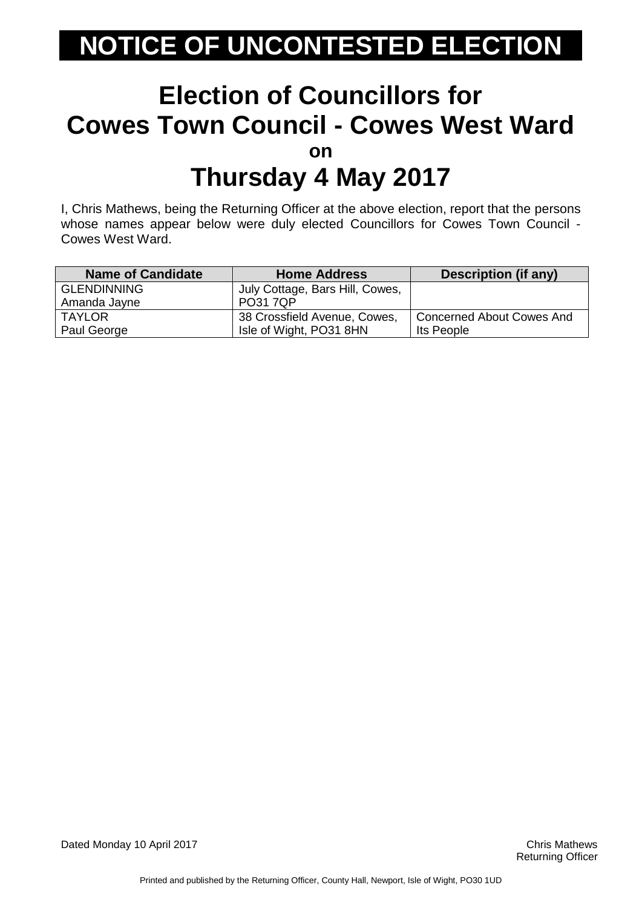# NOTICE OF UNCONTESTED ELECTION

## Election of Councillors for Cowes Town Council - Cowes West Ward

**on**

## Thursday 4 May 2017

I, Chris Mathews, being the Returning Officer at the above election, report that the persons whose names appear below were duly elected Councillors for Cowes Town Council - Cowes West Ward.

| Name of Candidate | Home Address | Description (if any) |
|---|---|---|
| GLENDINNING Amanda Jayne | July Cottage, Bars Hill, Cowes, PO31 7QP | |
| TAYLOR Paul George | 38 Crossfield Avenue, Cowes, Isle of Wight, PO31 8HN | Concerned About Cowes And Its People |

Dated Monday 10 April 2017

Chris Mathews
Returning Officer

Printed and published by the Returning Officer, County Hall, Newport, Isle of Wight, PO30 1UD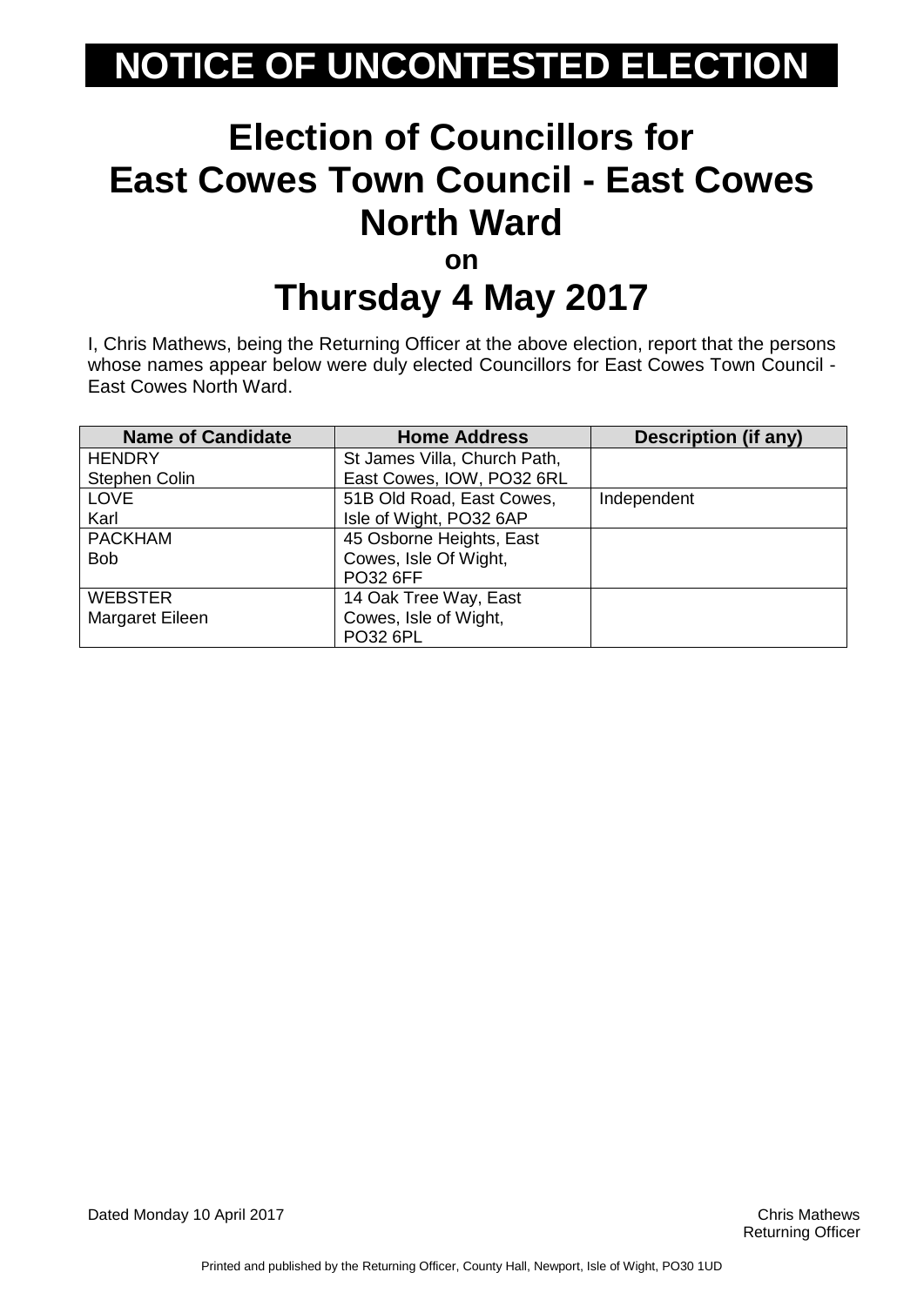# NOTICE OF UNCONTESTED ELECTION

## Election of Councillors for East Cowes Town Council - East Cowes North Ward

**on**

## Thursday 4 May 2017

I, Chris Mathews, being the Returning Officer at the above election, report that the persons whose names appear below were duly elected Councillors for East Cowes Town Council - East Cowes North Ward.

| Name of Candidate | Home Address | Description (if any) |
|---|---|---|
| HENDRY Stephen Colin | St James Villa, Church Path, East Cowes, IOW, PO32 6RL | |
| LOVE Karl | 51B Old Road, East Cowes, Isle of Wight, PO32 6AP | Independent |
| PACKHAM Bob | 45 Osborne Heights, East Cowes, Isle Of Wight, PO32 6FF | |
| WEBSTER Margaret Eileen | 14 Oak Tree Way, East Cowes, Isle of Wight, PO32 6PL | |

Dated Monday 10 April 2017

Chris Mathews
Returning Officer

Printed and published by the Returning Officer, County Hall, Newport, Isle of Wight, PO30 1UD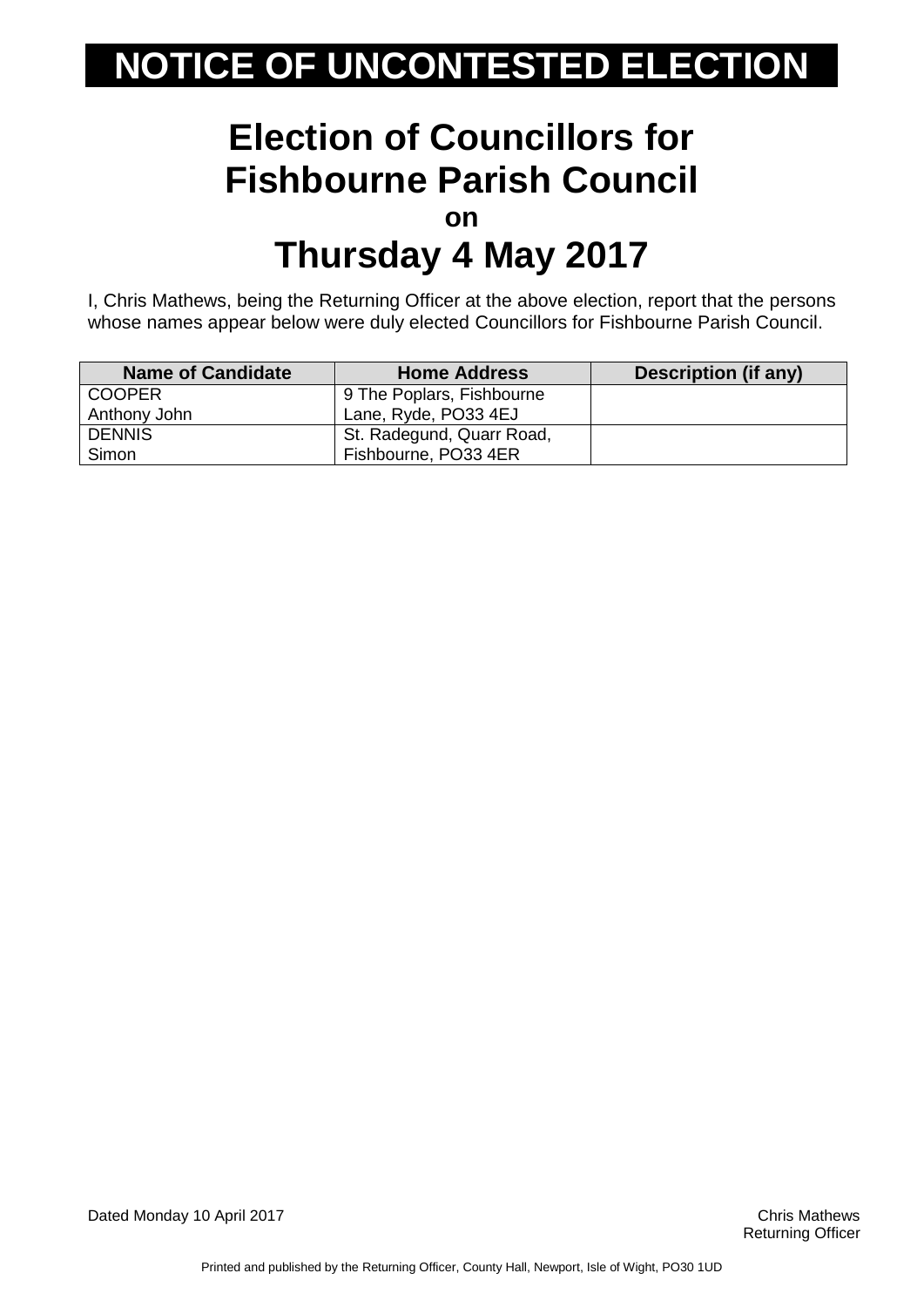# NOTICE OF UNCONTESTED ELECTION

## Election of Councillors for Fishbourne Parish Council

**on**

## Thursday 4 May 2017

I, Chris Mathews, being the Returning Officer at the above election, report that the persons whose names appear below were duly elected Councillors for Fishbourne Parish Council.

| Name of Candidate | Home Address | Description (if any) |
| --- | --- | --- |
| COOPER<br>Anthony John | 9 The Poplars, Fishbourne Lane, Ryde, PO33 4EJ | |
| DENNIS<br>Simon | St. Radegund, Quarr Road, Fishbourne, PO33 4ER | |

Dated Monday 10 April 2017

Chris Mathews
Returning Officer

Printed and published by the Returning Officer, County Hall, Newport, Isle of Wight, PO30 1UD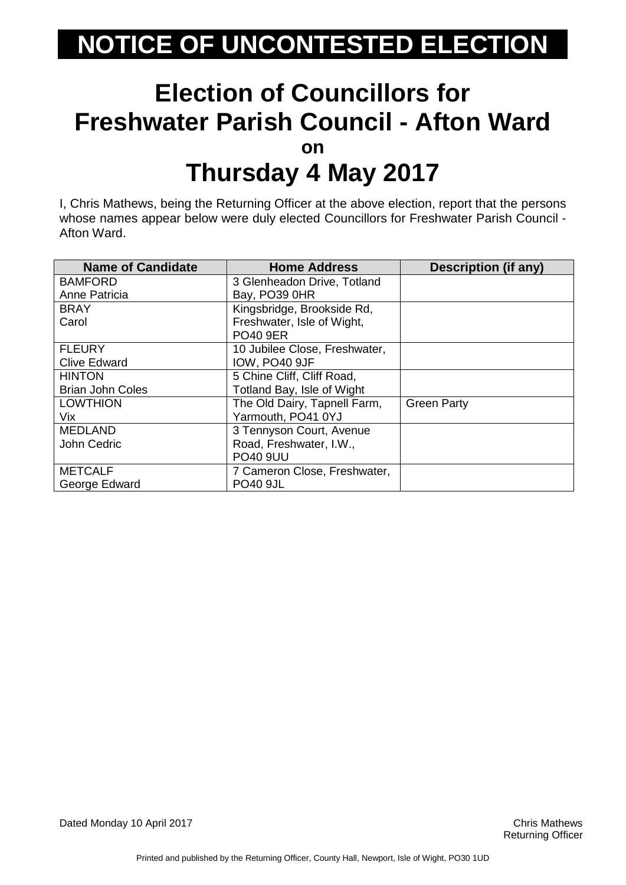# NOTICE OF UNCONTESTED ELECTION

## Election of Councillors for Freshwater Parish Council - Afton Ward

**on**

## Thursday 4 May 2017

I, Chris Mathews, being the Returning Officer at the above election, report that the persons whose names appear below were duly elected Councillors for Freshwater Parish Council - Afton Ward.

| Name of Candidate | Home Address | Description (if any) |
|---|---|---|
| BAMFORD Anne Patricia | 3 Glenheadon Drive, Totland Bay, PO39 0HR | |
| BRAY Carol | Kingsbridge, Brookside Rd, Freshwater, Isle of Wight, PO40 9ER | |
| FLEURY Clive Edward | 10 Jubilee Close, Freshwater, IOW, PO40 9JF | |
| HINTON Brian John Coles | 5 Chine Cliff, Cliff Road, Totland Bay, Isle of Wight | |
| LOWTHION Vix | The Old Dairy, Tapnell Farm, Yarmouth, PO41 0YJ | Green Party |
| MEDLAND John Cedric | 3 Tennyson Court, Avenue Road, Freshwater, I.W., PO40 9UU | |
| METCALF George Edward | 7 Cameron Close, Freshwater, PO40 9JL | |

Dated Monday 10 April 2017

Chris Mathews
Returning Officer

Printed and published by the Returning Officer, County Hall, Newport, Isle of Wight, PO30 1UD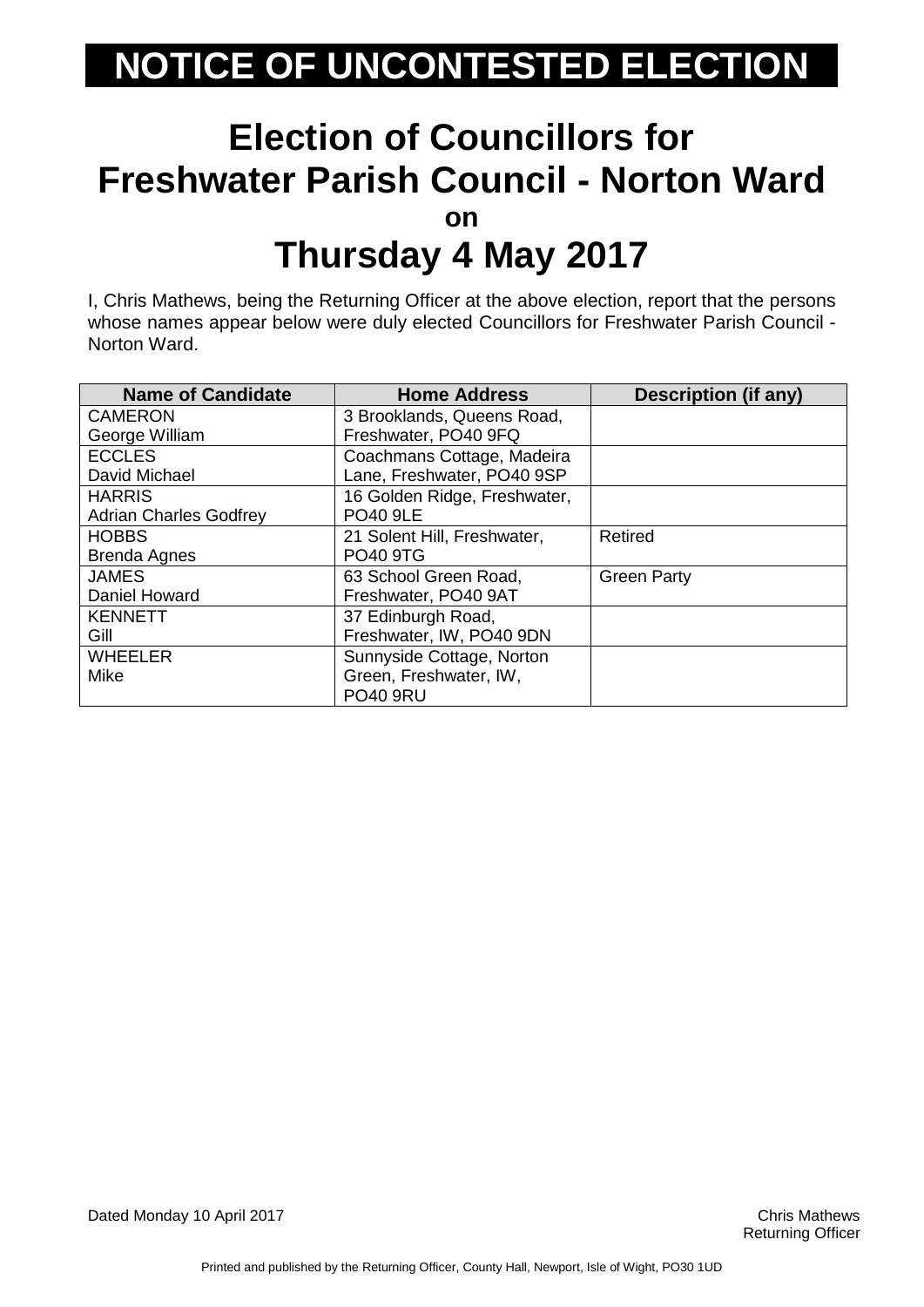# NOTICE OF UNCONTESTED ELECTION

## Election of Councillors for Freshwater Parish Council - Norton Ward

**on**

## Thursday 4 May 2017

I, Chris Mathews, being the Returning Officer at the above election, report that the persons whose names appear below were duly elected Councillors for Freshwater Parish Council - Norton Ward.

| Name of Candidate | Home Address | Description (if any) |
|---|---|---|
| CAMERON George William | 3 Brooklands, Queens Road, Freshwater, PO40 9FQ | |
| ECCLES David Michael | Coachmans Cottage, Madeira Lane, Freshwater, PO40 9SP | |
| HARRIS Adrian Charles Godfrey | 16 Golden Ridge, Freshwater, PO40 9LE | |
| HOBBS Brenda Agnes | 21 Solent Hill, Freshwater, PO40 9TG | Retired |
| JAMES Daniel Howard | 63 School Green Road, Freshwater, PO40 9AT | Green Party |
| KENNETT Gill | 37 Edinburgh Road, Freshwater, IW, PO40 9DN | |
| WHEELER Mike | Sunnyside Cottage, Norton Green, Freshwater, IW, PO40 9RU | |

Dated Monday 10 April 2017

Chris Mathews
Returning Officer

Printed and published by the Returning Officer, County Hall, Newport, Isle of Wight, PO30 1UD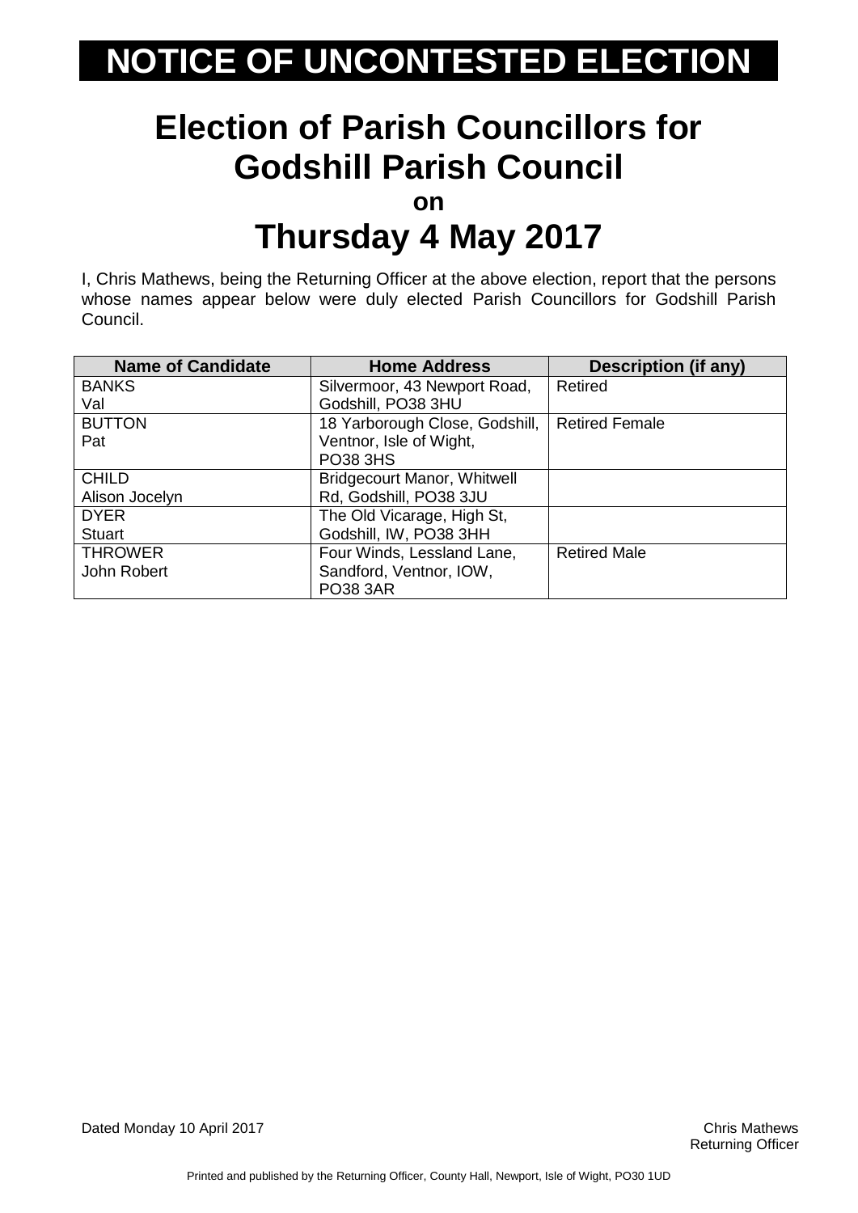# NOTICE OF UNCONTESTED ELECTION

## Election of Parish Councillors for Godshill Parish Council

**on**

## Thursday 4 May 2017

I, Chris Mathews, being the Returning Officer at the above election, report that the persons whose names appear below were duly elected Parish Councillors for Godshill Parish Council.

| Name of Candidate | Home Address | Description (if any) |
|---|---|---|
| BANKS<br>Val | Silvermoor, 43 Newport Road, Godshill, PO38 3HU | Retired |
| BUTTON<br>Pat | 18 Yarborough Close, Godshill, Ventnor, Isle of Wight, PO38 3HS | Retired Female |
| CHILD<br>Alison Jocelyn | Bridgecourt Manor, Whitwell Rd, Godshill, PO38 3JU | |
| DYER<br>Stuart | The Old Vicarage, High St, Godshill, IW, PO38 3HH | |
| THROWER<br>John Robert | Four Winds, Lessland Lane, Sandford, Ventnor, IOW, PO38 3AR | Retired Male |

Dated Monday 10 April 2017

Chris Mathews
Returning Officer

Printed and published by the Returning Officer, County Hall, Newport, Isle of Wight, PO30 1UD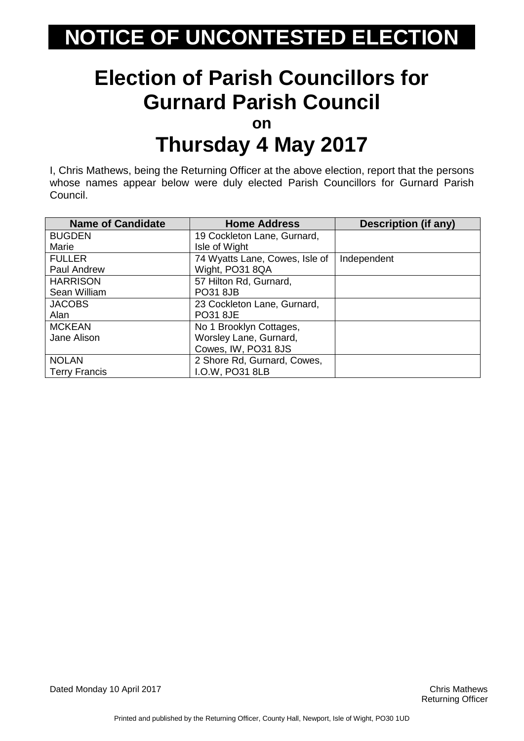# NOTICE OF UNCONTESTED ELECTION

## Election of Parish Councillors for Gurnard Parish Council

**on**

## Thursday 4 May 2017

I, Chris Mathews, being the Returning Officer at the above election, report that the persons whose names appear below were duly elected Parish Councillors for Gurnard Parish Council.

| Name of Candidate | Home Address | Description (if any) |
|---|---|---|
| BUGDEN<br>Marie | 19 Cockleton Lane, Gurnard, Isle of Wight | |
| FULLER<br>Paul Andrew | 74 Wyatts Lane, Cowes, Isle of Wight, PO31 8QA | Independent |
| HARRISON<br>Sean William | 57 Hilton Rd, Gurnard, PO31 8JB | |
| JACOBS<br>Alan | 23 Cockleton Lane, Gurnard, PO31 8JE | |
| MCKEAN<br>Jane Alison | No 1 Brooklyn Cottages, Worsley Lane, Gurnard, Cowes, IW, PO31 8JS | |
| NOLAN<br>Terry Francis | 2 Shore Rd, Gurnard, Cowes, I.O.W, PO31 8LB | |

Dated Monday 10 April 2017

Chris Mathews
Returning Officer

Printed and published by the Returning Officer, County Hall, Newport, Isle of Wight, PO30 1UD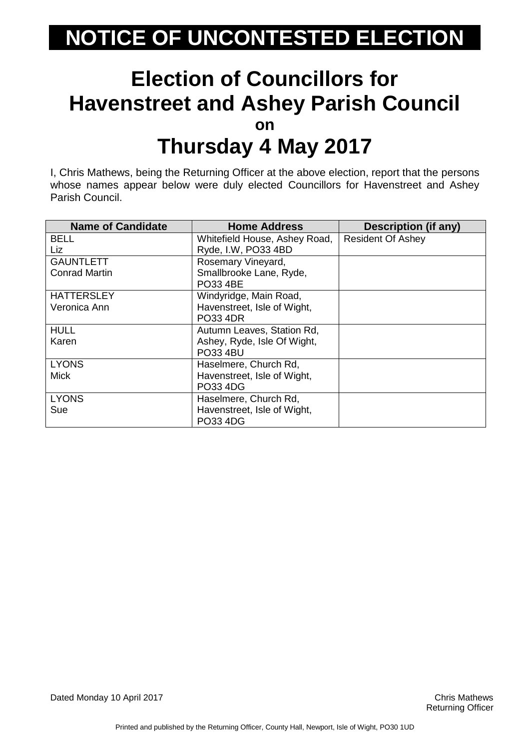# NOTICE OF UNCONTESTED ELECTION

# Election of Councillors for Havenstreet and Ashey Parish Council

**on**

# Thursday 4 May 2017

I, Chris Mathews, being the Returning Officer at the above election, report that the persons whose names appear below were duly elected Councillors for Havenstreet and Ashey Parish Council.

| Name of Candidate | Home Address | Description (if any) |
|---|---|---|
| BELL<br>Liz | Whitefield House, Ashey Road, Ryde, I.W, PO33 4BD | Resident Of Ashey |
| GAUNTLETT<br>Conrad Martin | Rosemary Vineyard, Smallbrooke Lane, Ryde, PO33 4BE | |
| HATTERSLEY<br>Veronica Ann | Windyridge, Main Road, Havenstreet, Isle of Wight, PO33 4DR | |
| HULL<br>Karen | Autumn Leaves, Station Rd, Ashey, Ryde, Isle Of Wight, PO33 4BU | |
| LYONS<br>Mick | Haselmere, Church Rd, Havenstreet, Isle of Wight, PO33 4DG | |
| LYONS<br>Sue | Haselmere, Church Rd, Havenstreet, Isle of Wight, PO33 4DG | |

Dated Monday 10 April 2017

Chris Mathews
Returning Officer

Printed and published by the Returning Officer, County Hall, Newport, Isle of Wight, PO30 1UD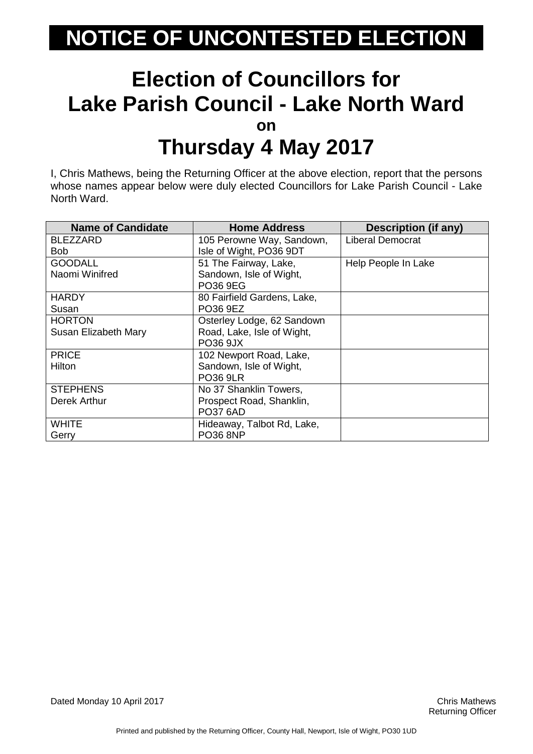# NOTICE OF UNCONTESTED ELECTION

## Election of Councillors for Lake Parish Council - Lake North Ward

**on**

## Thursday 4 May 2017

I, Chris Mathews, being the Returning Officer at the above election, report that the persons whose names appear below were duly elected Councillors for Lake Parish Council - Lake North Ward.

| Name of Candidate | Home Address | Description (if any) |
|---|---|---|
| BLEZZARD<br>Bob | 105 Perowne Way, Sandown, Isle of Wight, PO36 9DT | Liberal Democrat |
| GOODALL<br>Naomi Winifred | 51 The Fairway, Lake, Sandown, Isle of Wight, PO36 9EG | Help People In Lake |
| HARDY<br>Susan | 80 Fairfield Gardens, Lake, PO36 9EZ | |
| HORTON<br>Susan Elizabeth Mary | Osterley Lodge, 62 Sandown Road, Lake, Isle of Wight, PO36 9JX | |
| PRICE<br>Hilton | 102 Newport Road, Lake, Sandown, Isle of Wight, PO36 9LR | |
| STEPHENS<br>Derek Arthur | No 37 Shanklin Towers, Prospect Road, Shanklin, PO37 6AD | |
| WHITE<br>Gerry | Hideaway, Talbot Rd, Lake, PO36 8NP | |

Dated Monday 10 April 2017

Chris Mathews
Returning Officer

Printed and published by the Returning Officer, County Hall, Newport, Isle of Wight, PO30 1UD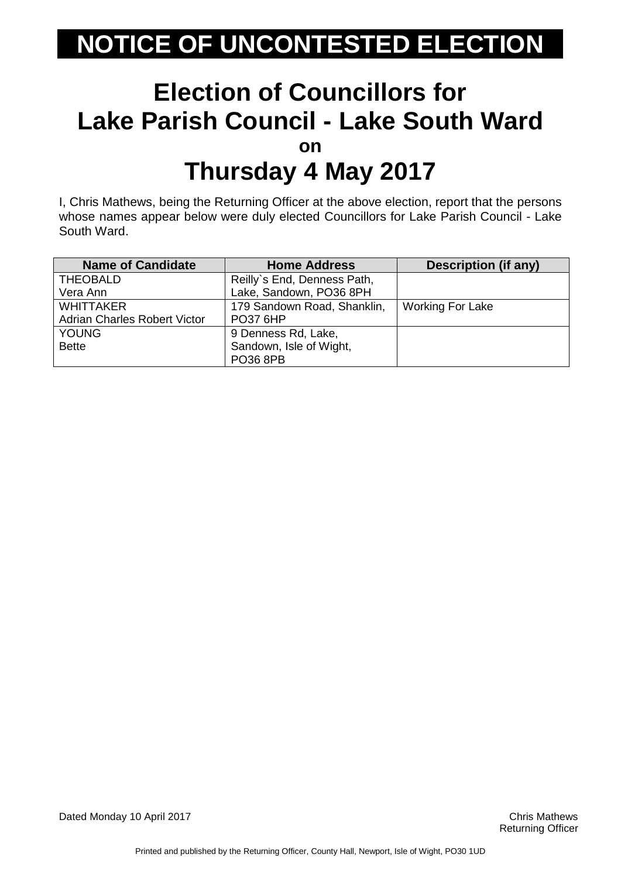# NOTICE OF UNCONTESTED ELECTION

## Election of Councillors for Lake Parish Council - Lake South Ward

**on**

## Thursday 4 May 2017

I, Chris Mathews, being the Returning Officer at the above election, report that the persons whose names appear below were duly elected Councillors for Lake Parish Council - Lake South Ward.

| Name of Candidate | Home Address | Description (if any) |
|---|---|---|
| THEOBALD<br>Vera Ann | Reilly`s End, Denness Path, Lake, Sandown, PO36 8PH | |
| WHITTAKER<br>Adrian Charles Robert Victor | 179 Sandown Road, Shanklin, PO37 6HP | Working For Lake |
| YOUNG<br>Bette | 9 Denness Rd, Lake, Sandown, Isle of Wight, PO36 8PB | |

Dated Monday 10 April 2017

Chris Mathews
Returning Officer

Printed and published by the Returning Officer, County Hall, Newport, Isle of Wight, PO30 1UD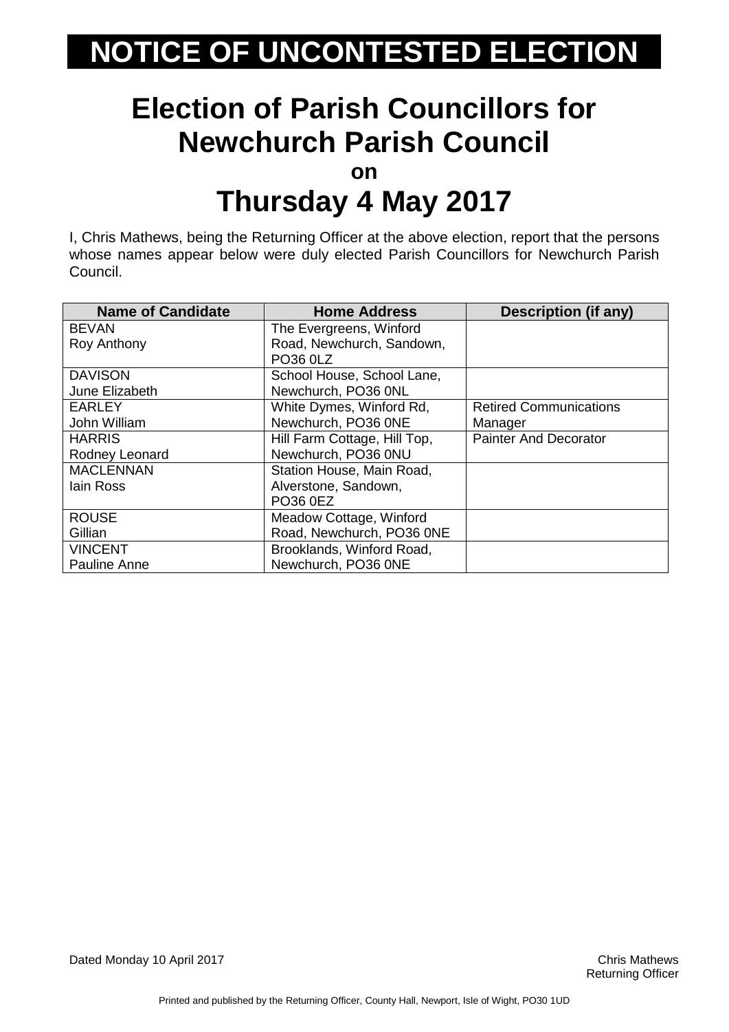# NOTICE OF UNCONTESTED ELECTION

## Election of Parish Councillors for Newchurch Parish Council

**on**

## Thursday 4 May 2017

I, Chris Mathews, being the Returning Officer at the above election, report that the persons whose names appear below were duly elected Parish Councillors for Newchurch Parish Council.

| Name of Candidate | Home Address | Description (if any) |
|---|---|---|
| BEVAN<br>Roy Anthony | The Evergreens, Winford Road, Newchurch, Sandown, PO36 0LZ | |
| DAVISON<br>June Elizabeth | School House, School Lane, Newchurch, PO36 0NL | |
| EARLEY<br>John William | White Dymes, Winford Rd, Newchurch, PO36 0NE | Retired Communications Manager |
| HARRIS<br>Rodney Leonard | Hill Farm Cottage, Hill Top, Newchurch, PO36 0NU | Painter And Decorator |
| MACLENNAN<br>Iain Ross | Station House, Main Road, Alverstone, Sandown, PO36 0EZ | |
| ROUSE<br>Gillian | Meadow Cottage, Winford Road, Newchurch, PO36 0NE | |
| VINCENT<br>Pauline Anne | Brooklands, Winford Road, Newchurch, PO36 0NE | |

Dated Monday 10 April 2017

Chris Mathews
Returning Officer

Printed and published by the Returning Officer, County Hall, Newport, Isle of Wight, PO30 1UD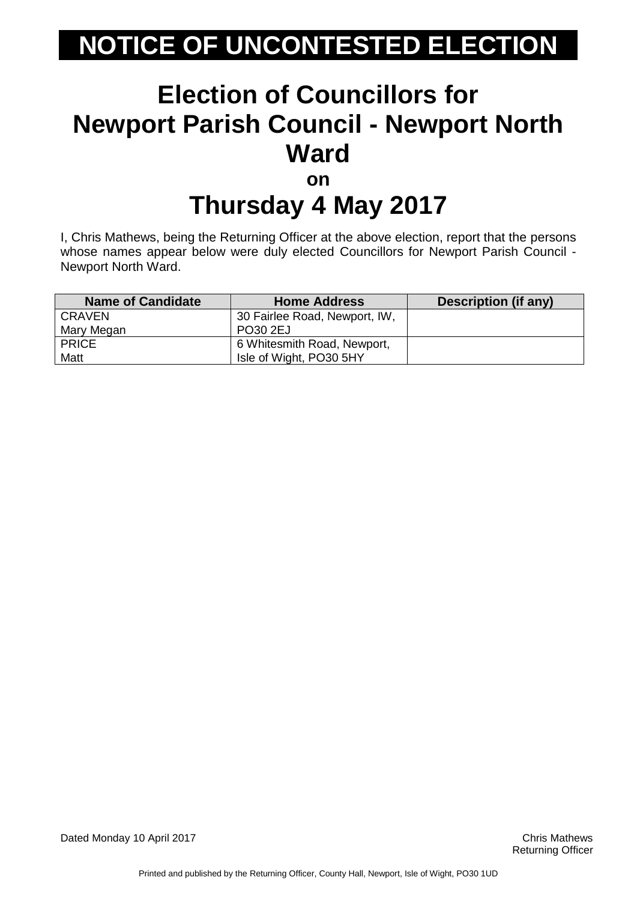# NOTICE OF UNCONTESTED ELECTION

## Election of Councillors for Newport Parish Council - Newport North Ward

**on**

## Thursday 4 May 2017

I, Chris Mathews, being the Returning Officer at the above election, report that the persons whose names appear below were duly elected Councillors for Newport Parish Council - Newport North Ward.

| Name of Candidate | Home Address | Description (if any) |
|---|---|---|
| CRAVEN<br>Mary Megan | 30 Fairlee Road, Newport, IW, PO30 2EJ | |
| PRICE<br>Matt | 6 Whitesmith Road, Newport, Isle of Wight, PO30 5HY | |

Dated Monday 10 April 2017

Chris Mathews
Returning Officer

Printed and published by the Returning Officer, County Hall, Newport, Isle of Wight, PO30 1UD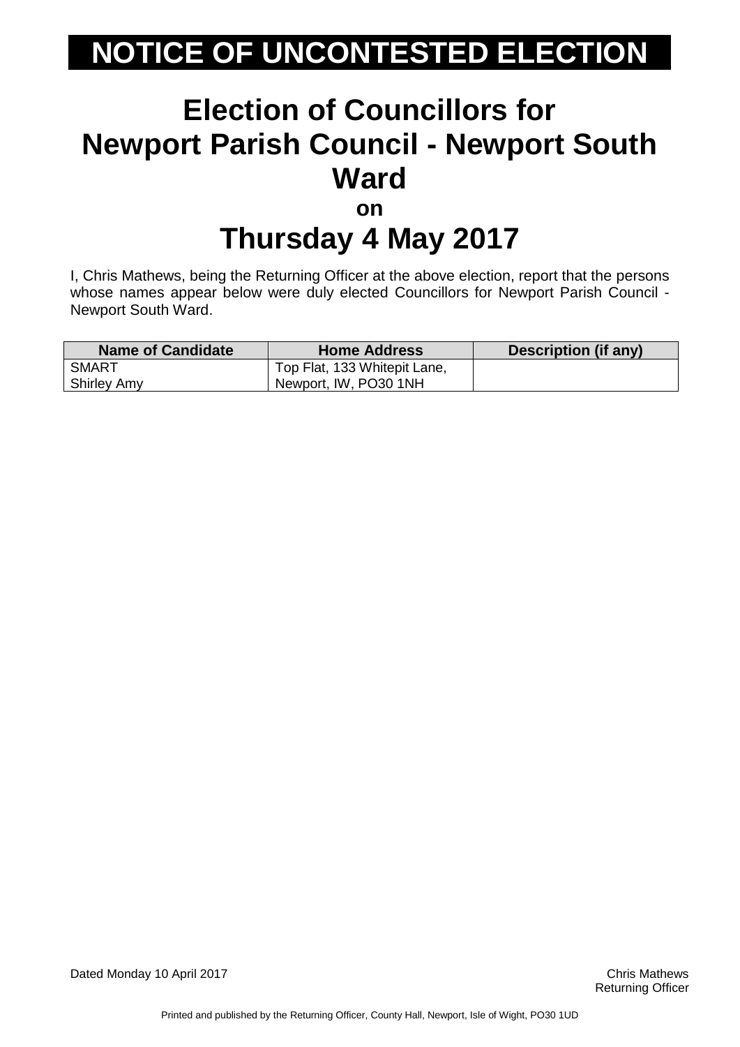# NOTICE OF UNCONTESTED ELECTION

## Election of Councillors for Newport Parish Council - Newport South Ward

**on**

## Thursday 4 May 2017

I, Chris Mathews, being the Returning Officer at the above election, report that the persons whose names appear below were duly elected Councillors for Newport Parish Council - Newport South Ward.

| Name of Candidate | Home Address | Description (if any) |
|---|---|---|
| SMART<br>Shirley Amy | Top Flat, 133 Whitepit Lane, Newport, IW, PO30 1NH | |

Dated Monday 10 April 2017

Chris Mathews
Returning Officer

Printed and published by the Returning Officer, County Hall, Newport, Isle of Wight, PO30 1UD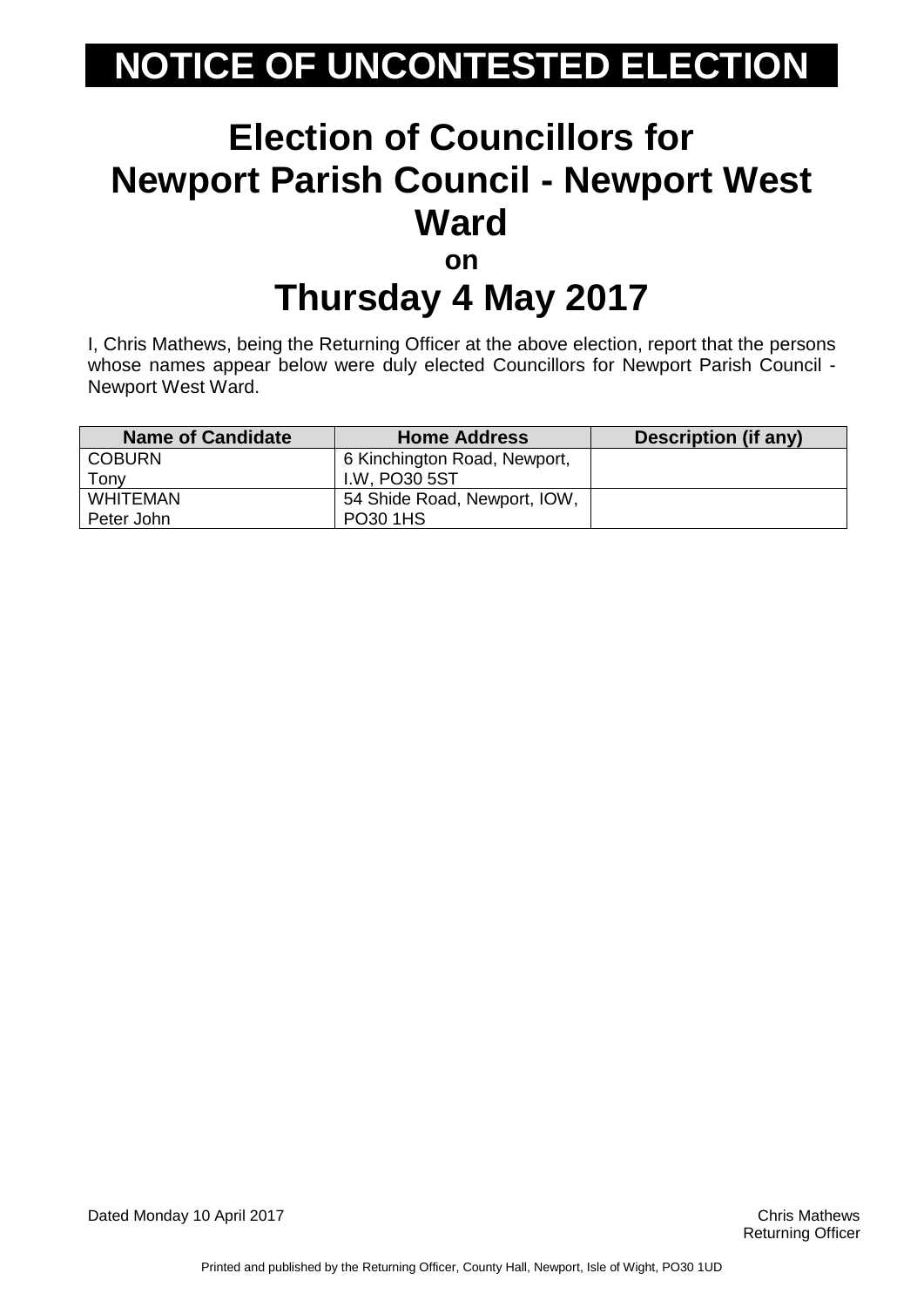# NOTICE OF UNCONTESTED ELECTION

# Election of Councillors for Newport Parish Council - Newport West Ward

## on

# Thursday 4 May 2017

I, Chris Mathews, being the Returning Officer at the above election, report that the persons whose names appear below were duly elected Councillors for Newport Parish Council - Newport West Ward.

| Name of Candidate | Home Address | Description (if any) |
|---|---|---|
| COBURN Tony | 6 Kinchington Road, Newport, I.W, PO30 5ST | |
| WHITEMAN Peter John | 54 Shide Road, Newport, IOW, PO30 1HS | |

Dated Monday 10 April 2017

Chris Mathews
Returning Officer

Printed and published by the Returning Officer, County Hall, Newport, Isle of Wight, PO30 1UD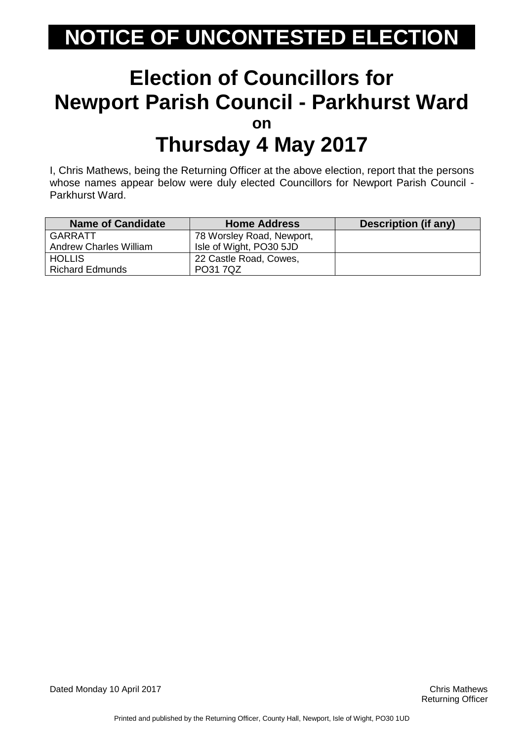# NOTICE OF UNCONTESTED ELECTION

## Election of Councillors for Newport Parish Council - Parkhurst Ward

**on**

## Thursday 4 May 2017

I, Chris Mathews, being the Returning Officer at the above election, report that the persons whose names appear below were duly elected Councillors for Newport Parish Council - Parkhurst Ward.

| Name of Candidate | Home Address | Description (if any) |
|---|---|---|
| GARRATT<br>Andrew Charles William | 78 Worsley Road, Newport, Isle of Wight, PO30 5JD | |
| HOLLIS<br>Richard Edmunds | 22 Castle Road, Cowes, PO31 7QZ | |

Dated Monday 10 April 2017

Chris Mathews
Returning Officer

Printed and published by the Returning Officer, County Hall, Newport, Isle of Wight, PO30 1UD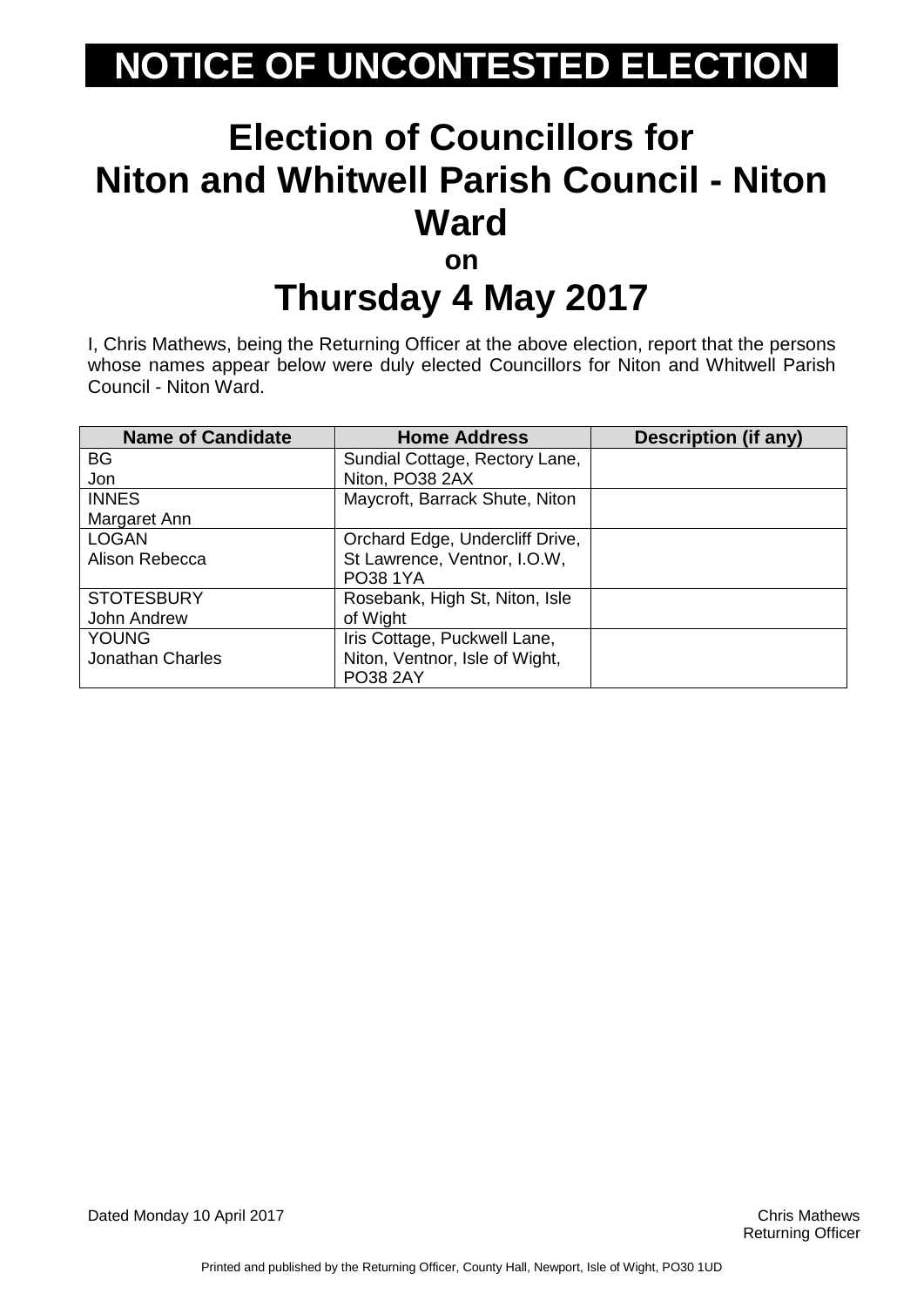# NOTICE OF UNCONTESTED ELECTION

## Election of Councillors for Niton and Whitwell Parish Council - Niton Ward

**on**

## Thursday 4 May 2017

I, Chris Mathews, being the Returning Officer at the above election, report that the persons whose names appear below were duly elected Councillors for Niton and Whitwell Parish Council - Niton Ward.

| Name of Candidate | Home Address | Description (if any) |
|---|---|---|
| BG<br>Jon | Sundial Cottage, Rectory Lane, Niton, PO38 2AX | |
| INNES<br>Margaret Ann | Maycroft, Barrack Shute, Niton | |
| LOGAN<br>Alison Rebecca | Orchard Edge, Undercliff Drive, St Lawrence, Ventnor, I.O.W, PO38 1YA | |
| STOTESBURY<br>John Andrew | Rosebank, High St, Niton, Isle of Wight | |
| YOUNG<br>Jonathan Charles | Iris Cottage, Puckwell Lane, Niton, Ventnor, Isle of Wight, PO38 2AY | |

Dated Monday 10 April 2017

Chris Mathews
Returning Officer

Printed and published by the Returning Officer, County Hall, Newport, Isle of Wight, PO30 1UD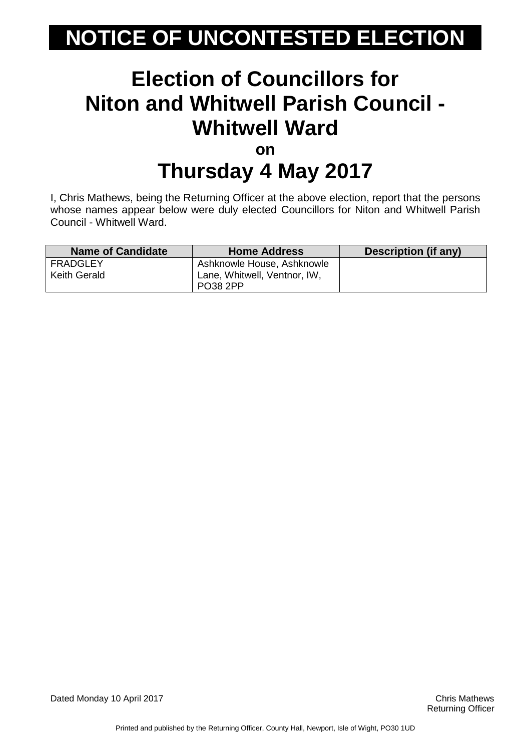# NOTICE OF UNCONTESTED ELECTION

## Election of Councillors for Niton and Whitwell Parish Council - Whitwell Ward

**on**

## Thursday 4 May 2017

I, Chris Mathews, being the Returning Officer at the above election, report that the persons whose names appear below were duly elected Councillors for Niton and Whitwell Parish Council - Whitwell Ward.

| Name of Candidate | Home Address | Description (if any) |
| --- | --- | --- |
| FRADGLEY Keith Gerald | Ashknowle House, Ashknowle Lane, Whitwell, Ventnor, IW, PO38 2PP | |

Dated Monday 10 April 2017

Chris Mathews
Returning Officer

Printed and published by the Returning Officer, County Hall, Newport, Isle of Wight, PO30 1UD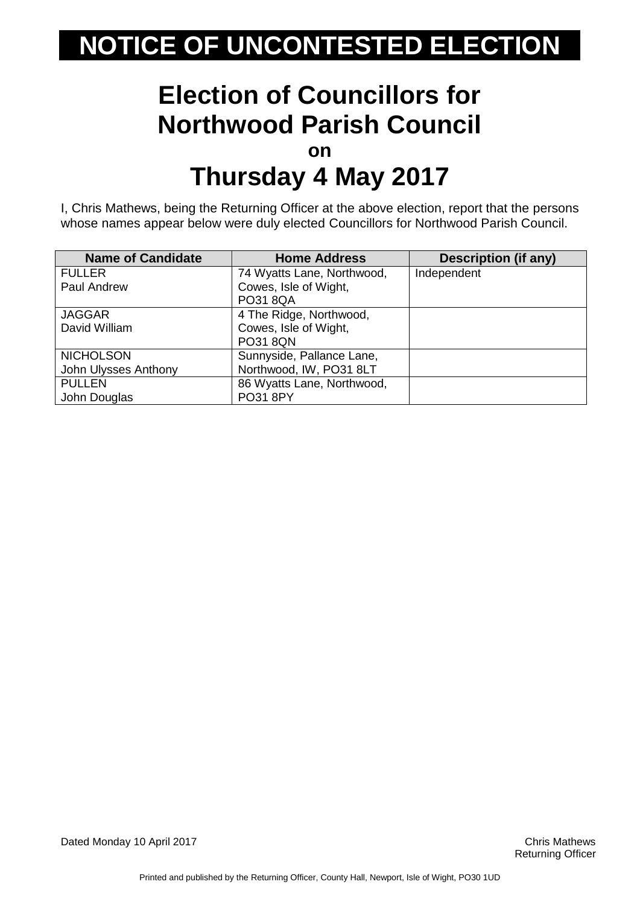# NOTICE OF UNCONTESTED ELECTION

## Election of Councillors for Northwood Parish Council

**on**

## Thursday 4 May 2017

I, Chris Mathews, being the Returning Officer at the above election, report that the persons whose names appear below were duly elected Councillors for Northwood Parish Council.

| Name of Candidate | Home Address | Description (if any) |
|---|---|---|
| FULLER<br>Paul Andrew | 74 Wyatts Lane, Northwood, Cowes, Isle of Wight, PO31 8QA | Independent |
| JAGGAR<br>David William | 4 The Ridge, Northwood, Cowes, Isle of Wight, PO31 8QN | |
| NICHOLSON<br>John Ulysses Anthony | Sunnyside, Pallance Lane, Northwood, IW, PO31 8LT | |
| PULLEN<br>John Douglas | 86 Wyatts Lane, Northwood, PO31 8PY | |

Dated Monday 10 April 2017

Chris Mathews
Returning Officer

Printed and published by the Returning Officer, County Hall, Newport, Isle of Wight, PO30 1UD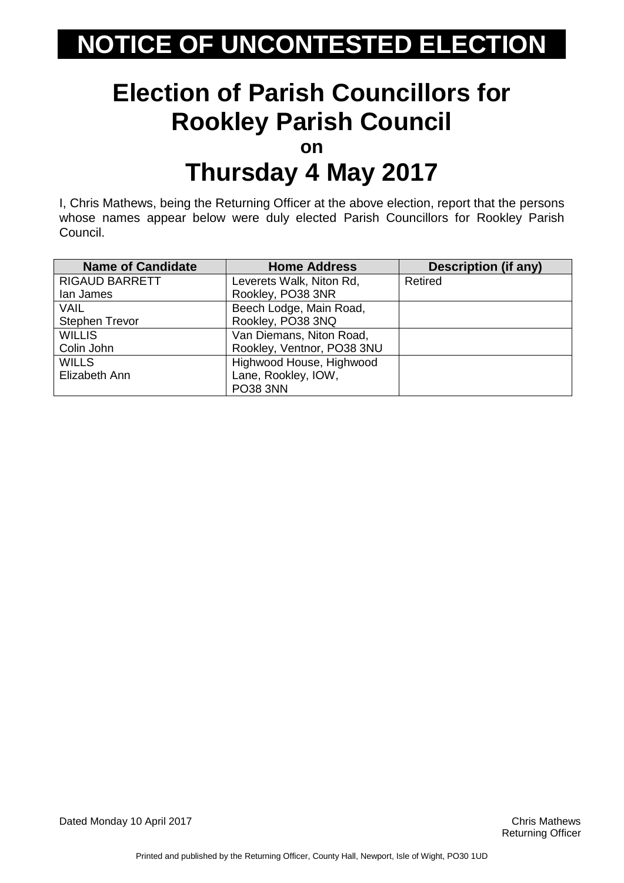# NOTICE OF UNCONTESTED ELECTION

## Election of Parish Councillors for Rookley Parish Council

**on**

## Thursday 4 May 2017

I, Chris Mathews, being the Returning Officer at the above election, report that the persons whose names appear below were duly elected Parish Councillors for Rookley Parish Council.

| Name of Candidate | Home Address | Description (if any) |
|---|---|---|
| RIGAUD BARRETT Ian James | Leverets Walk, Niton Rd, Rookley, PO38 3NR | Retired |
| VAIL Stephen Trevor | Beech Lodge, Main Road, Rookley, PO38 3NQ | |
| WILLIS Colin John | Van Diemans, Niton Road, Rookley, Ventnor, PO38 3NU | |
| WILLS Elizabeth Ann | Highwood House, Highwood Lane, Rookley, IOW, PO38 3NN | |

Dated Monday 10 April 2017

Chris Mathews
Returning Officer

Printed and published by the Returning Officer, County Hall, Newport, Isle of Wight, PO30 1UD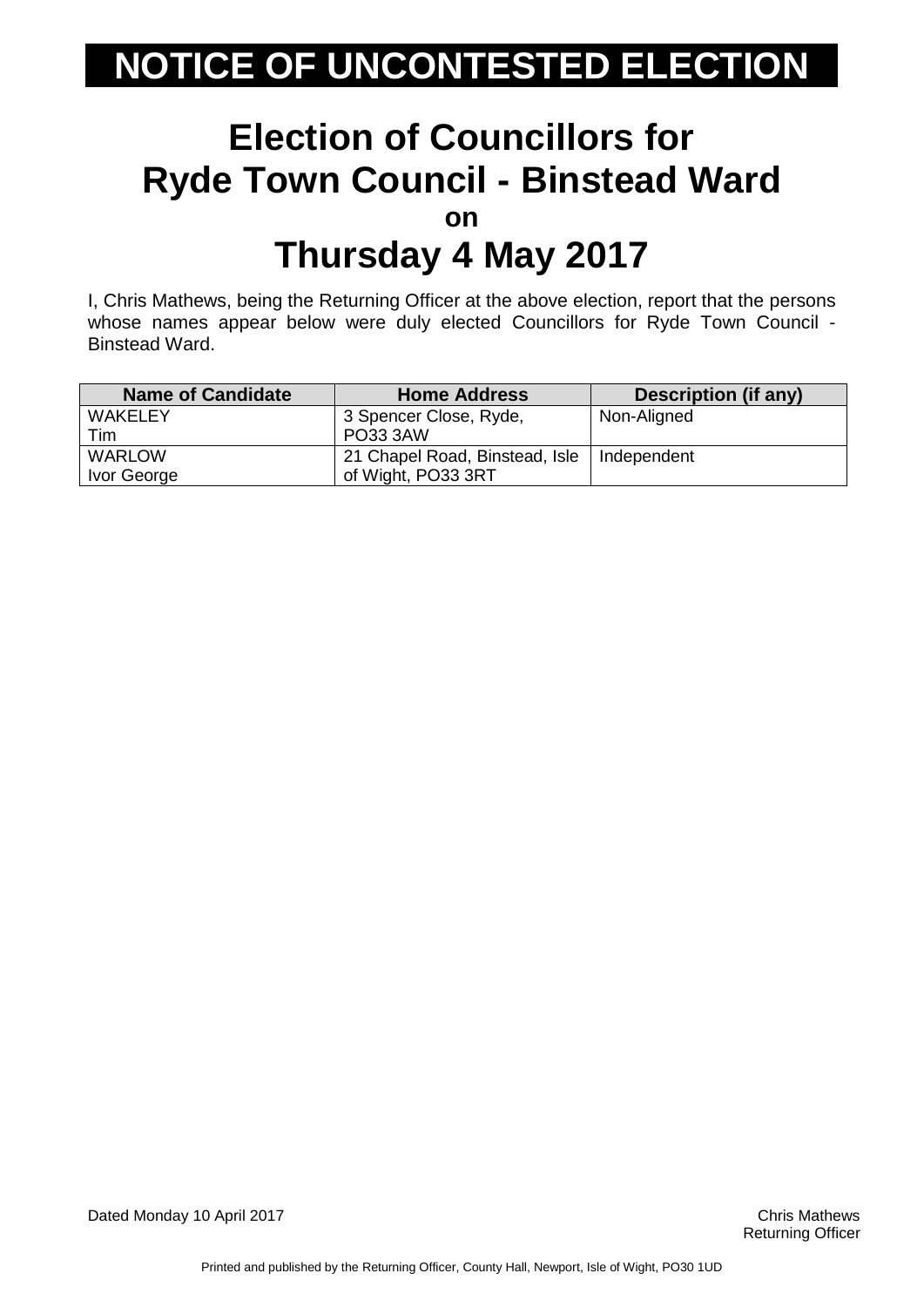# NOTICE OF UNCONTESTED ELECTION

## Election of Councillors for Ryde Town Council - Binstead Ward

**on**

## Thursday 4 May 2017

I, Chris Mathews, being the Returning Officer at the above election, report that the persons whose names appear below were duly elected Councillors for Ryde Town Council - Binstead Ward.

| Name of Candidate | Home Address | Description (if any) |
|---|---|---|
| WAKELEY Tim | 3 Spencer Close, Ryde, PO33 3AW | Non-Aligned |
| WARLOW Ivor George | 21 Chapel Road, Binstead, Isle of Wight, PO33 3RT | Independent |

Dated Monday 10 April 2017

Chris Mathews
Returning Officer

Printed and published by the Returning Officer, County Hall, Newport, Isle of Wight, PO30 1UD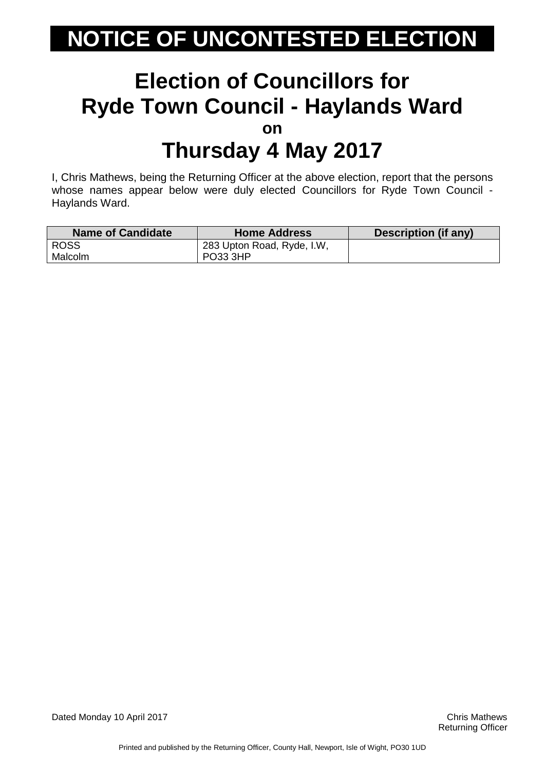# NOTICE OF UNCONTESTED ELECTION

## Election of Councillors for Ryde Town Council - Haylands Ward

**on**

## Thursday 4 May 2017

I, Chris Mathews, being the Returning Officer at the above election, report that the persons whose names appear below were duly elected Councillors for Ryde Town Council - Haylands Ward.

| Name of Candidate | Home Address | Description (if any) |
|---|---|---|
| ROSS Malcolm | 283 Upton Road, Ryde, I.W, PO33 3HP | |

Dated Monday 10 April 2017

Chris Mathews
Returning Officer

Printed and published by the Returning Officer, County Hall, Newport, Isle of Wight, PO30 1UD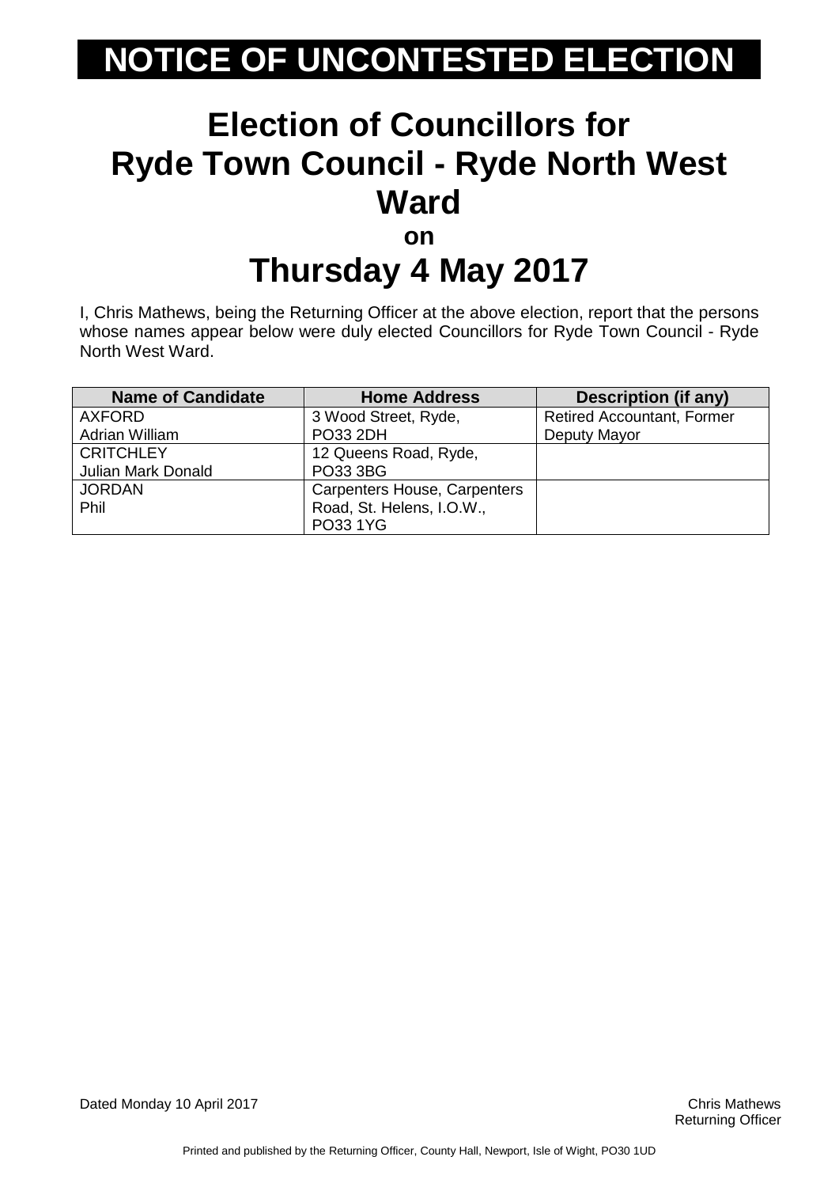# NOTICE OF UNCONTESTED ELECTION

## Election of Councillors for Ryde Town Council - Ryde North West Ward

### on

## Thursday 4 May 2017

I, Chris Mathews, being the Returning Officer at the above election, report that the persons whose names appear below were duly elected Councillors for Ryde Town Council - Ryde North West Ward.

| Name of Candidate | Home Address | Description (if any) |
| --- | --- | --- |
| AXFORD Adrian William | 3 Wood Street, Ryde, PO33 2DH | Retired Accountant, Former Deputy Mayor |
| CRITCHLEY Julian Mark Donald | 12 Queens Road, Ryde, PO33 3BG | |
| JORDAN Phil | Carpenters House, Carpenters Road, St. Helens, I.O.W., PO33 1YG | |

Dated Monday 10 April 2017

Chris Mathews
Returning Officer

Printed and published by the Returning Officer, County Hall, Newport, Isle of Wight, PO30 1UD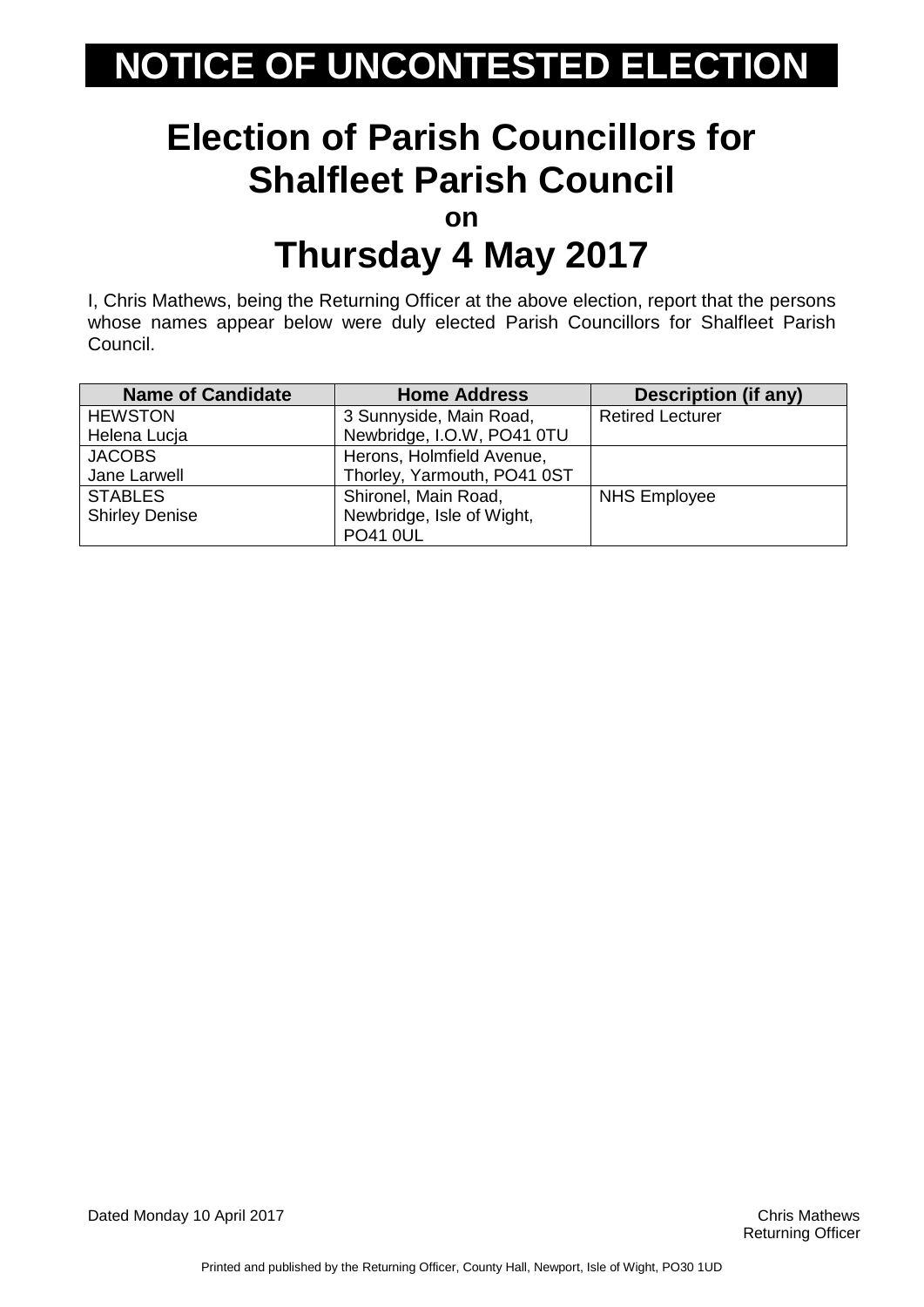# NOTICE OF UNCONTESTED ELECTION

## Election of Parish Councillors for Shalfleet Parish Council

**on**

## Thursday 4 May 2017

I, Chris Mathews, being the Returning Officer at the above election, report that the persons whose names appear below were duly elected Parish Councillors for Shalfleet Parish Council.

| Name of Candidate | Home Address | Description (if any) |
|---|---|---|
| HEWSTON<br>Helena Lucja | 3 Sunnyside, Main Road, Newbridge, I.O.W, PO41 0TU | Retired Lecturer |
| JACOBS<br>Jane Larwell | Herons, Holmfield Avenue, Thorley, Yarmouth, PO41 0ST | |
| STABLES<br>Shirley Denise | Shironel, Main Road, Newbridge, Isle of Wight, PO41 0UL | NHS Employee |

Dated Monday 10 April 2017

Chris Mathews
Returning Officer

Printed and published by the Returning Officer, County Hall, Newport, Isle of Wight, PO30 1UD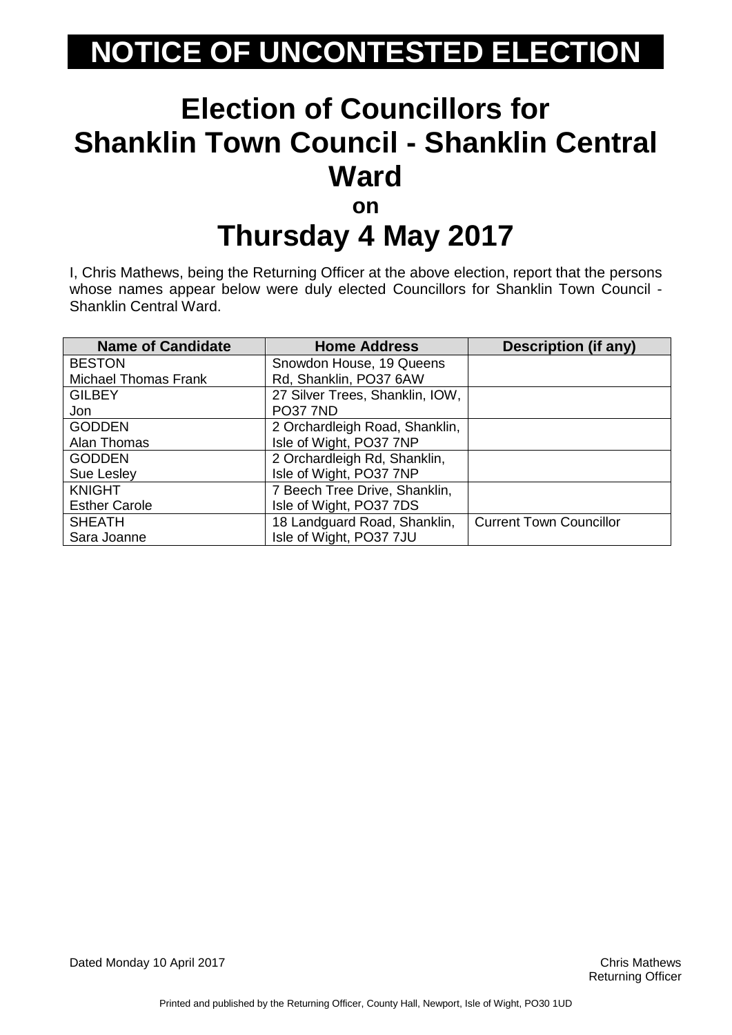# NOTICE OF UNCONTESTED ELECTION

## Election of Councillors for Shanklin Town Council - Shanklin Central Ward

**on**

## Thursday 4 May 2017

I, Chris Mathews, being the Returning Officer at the above election, report that the persons whose names appear below were duly elected Councillors for Shanklin Town Council - Shanklin Central Ward.

| Name of Candidate | Home Address | Description (if any) |
|---|---|---|
| BESTON<br>Michael Thomas Frank | Snowdon House, 19 Queens Rd, Shanklin, PO37 6AW | |
| GILBEY<br>Jon | 27 Silver Trees, Shanklin, IOW, PO37 7ND | |
| GODDEN<br>Alan Thomas | 2 Orchardleigh Road, Shanklin, Isle of Wight, PO37 7NP | |
| GODDEN<br>Sue Lesley | 2 Orchardleigh Rd, Shanklin, Isle of Wight, PO37 7NP | |
| KNIGHT<br>Esther Carole | 7 Beech Tree Drive, Shanklin, Isle of Wight, PO37 7DS | |
| SHEATH<br>Sara Joanne | 18 Landguard Road, Shanklin, Isle of Wight, PO37 7JU | Current Town Councillor |

Dated Monday 10 April 2017

Chris Mathews
Returning Officer

Printed and published by the Returning Officer, County Hall, Newport, Isle of Wight, PO30 1UD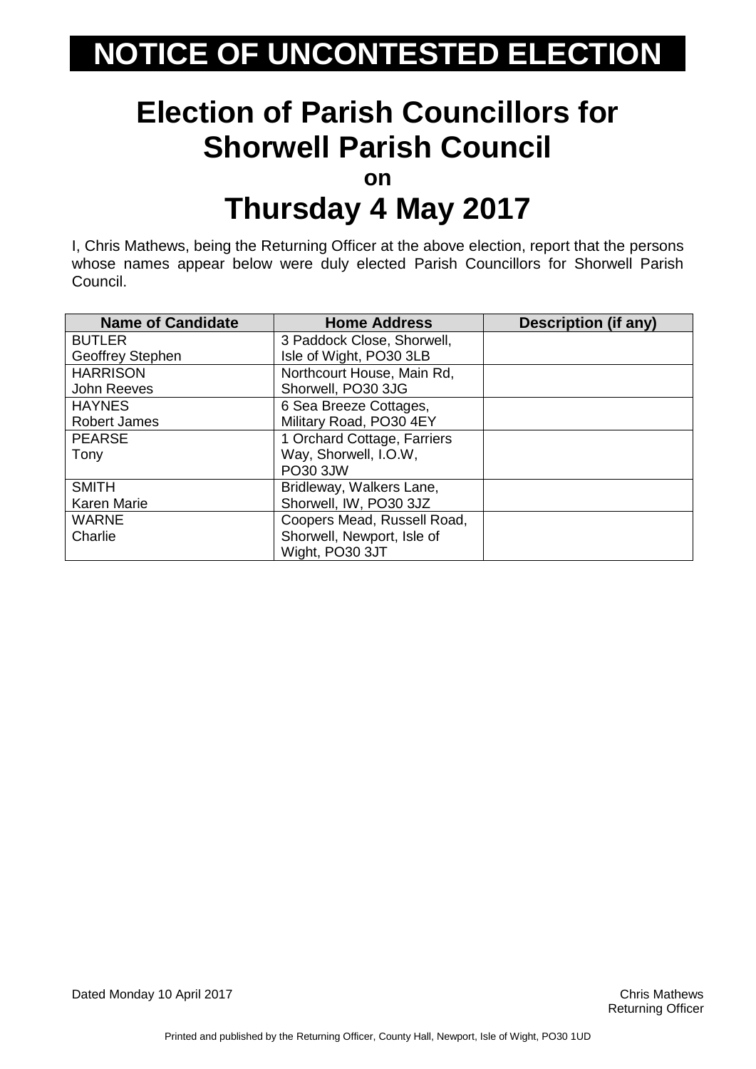# NOTICE OF UNCONTESTED ELECTION

## Election of Parish Councillors for Shorwell Parish Council

**on**

## Thursday 4 May 2017

I, Chris Mathews, being the Returning Officer at the above election, report that the persons whose names appear below were duly elected Parish Councillors for Shorwell Parish Council.

| Name of Candidate | Home Address | Description (if any) |
|---|---|---|
| BUTLER Geoffrey Stephen | 3 Paddock Close, Shorwell, Isle of Wight, PO30 3LB | |
| HARRISON John Reeves | Northcourt House, Main Rd, Shorwell, PO30 3JG | |
| HAYNES Robert James | 6 Sea Breeze Cottages, Military Road, PO30 4EY | |
| PEARSE Tony | 1 Orchard Cottage, Farriers Way, Shorwell, I.O.W, PO30 3JW | |
| SMITH Karen Marie | Bridleway, Walkers Lane, Shorwell, IW, PO30 3JZ | |
| WARNE Charlie | Coopers Mead, Russell Road, Shorwell, Newport, Isle of Wight, PO30 3JT | |

Dated Monday 10 April 2017

Chris Mathews
Returning Officer

Printed and published by the Returning Officer, County Hall, Newport, Isle of Wight, PO30 1UD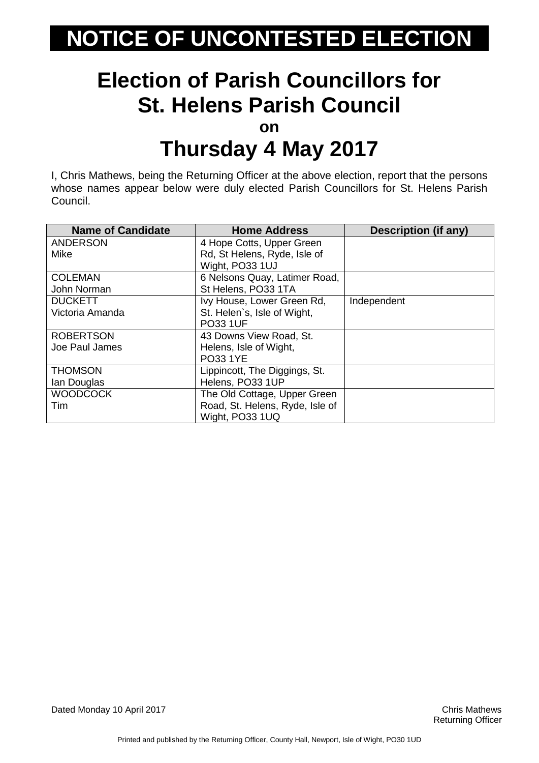# NOTICE OF UNCONTESTED ELECTION

## Election of Parish Councillors for St. Helens Parish Council

**on**

## Thursday 4 May 2017

I, Chris Mathews, being the Returning Officer at the above election, report that the persons whose names appear below were duly elected Parish Councillors for St. Helens Parish Council.

| Name of Candidate | Home Address | Description (if any) |
|---|---|---|
| ANDERSON<br>Mike | 4 Hope Cotts, Upper Green Rd, St Helens, Ryde, Isle of Wight, PO33 1UJ | |
| COLEMAN<br>John Norman | 6 Nelsons Quay, Latimer Road, St Helens, PO33 1TA | |
| DUCKETT<br>Victoria Amanda | Ivy House, Lower Green Rd, St. Helen`s, Isle of Wight, PO33 1UF | Independent |
| ROBERTSON<br>Joe Paul James | 43 Downs View Road, St. Helens, Isle of Wight, PO33 1YE | |
| THOMSON<br>Ian Douglas | Lippincott, The Diggings, St. Helens, PO33 1UP | |
| WOODCOCK<br>Tim | The Old Cottage, Upper Green Road, St. Helens, Ryde, Isle of Wight, PO33 1UQ | |

Dated Monday 10 April 2017

Chris Mathews
Returning Officer

Printed and published by the Returning Officer, County Hall, Newport, Isle of Wight, PO30 1UD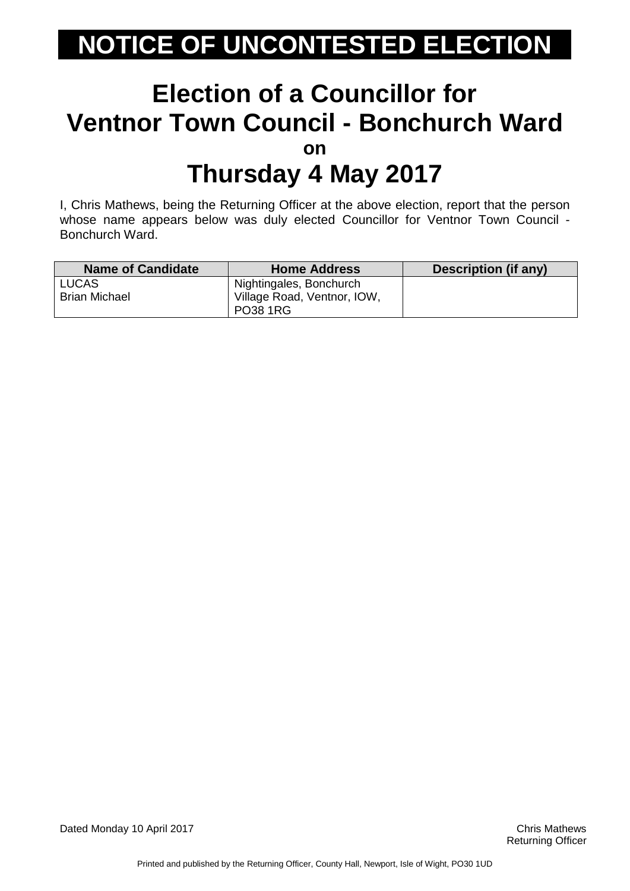# NOTICE OF UNCONTESTED ELECTION

## Election of a Councillor for Ventnor Town Council - Bonchurch Ward

**on**

## Thursday 4 May 2017

I, Chris Mathews, being the Returning Officer at the above election, report that the person whose name appears below was duly elected Councillor for Ventnor Town Council - Bonchurch Ward.

| Name of Candidate | Home Address | Description (if any) |
| --- | --- | --- |
| LUCAS<br>Brian Michael | Nightingales, Bonchurch Village Road, Ventnor, IOW, PO38 1RG | |

Dated Monday 10 April 2017

Chris Mathews
Returning Officer

Printed and published by the Returning Officer, County Hall, Newport, Isle of Wight, PO30 1UD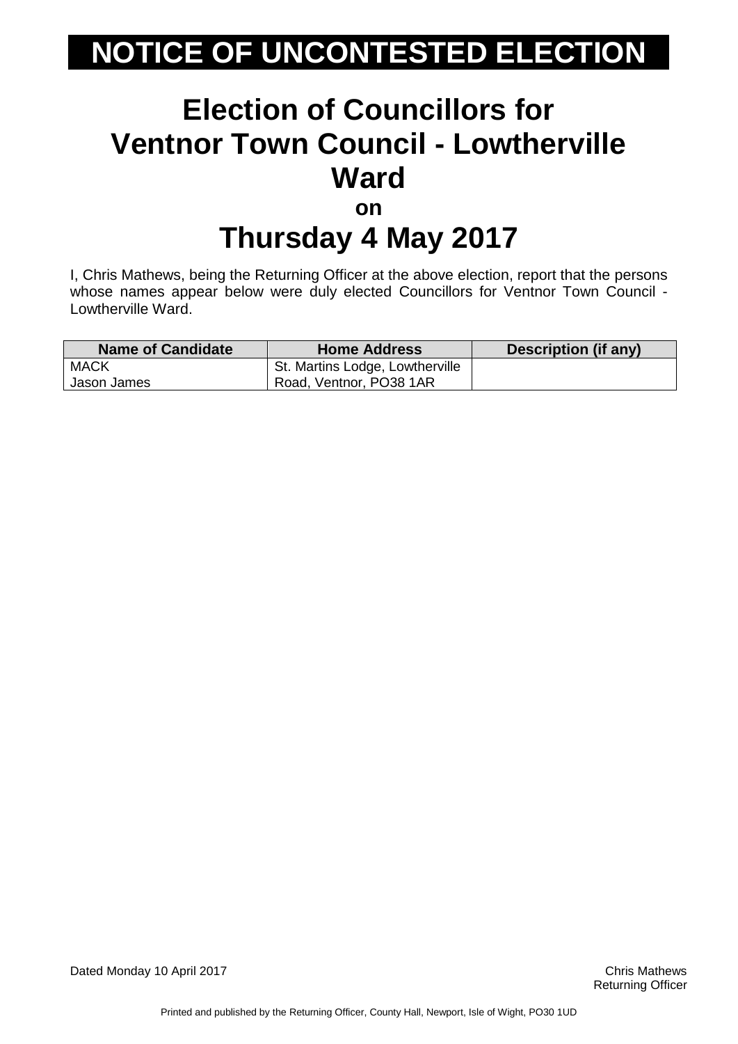# NOTICE OF UNCONTESTED ELECTION

## Election of Councillors for Ventnor Town Council - Lowtherville Ward

### on

## Thursday 4 May 2017

I, Chris Mathews, being the Returning Officer at the above election, report that the persons whose names appear below were duly elected Councillors for Ventnor Town Council - Lowtherville Ward.

| Name of Candidate | Home Address | Description (if any) |
|---|---|---|
| MACK Jason James | St. Martins Lodge, Lowtherville Road, Ventnor, PO38 1AR | |

Dated Monday 10 April 2017

Chris Mathews
Returning Officer

Printed and published by the Returning Officer, County Hall, Newport, Isle of Wight, PO30 1UD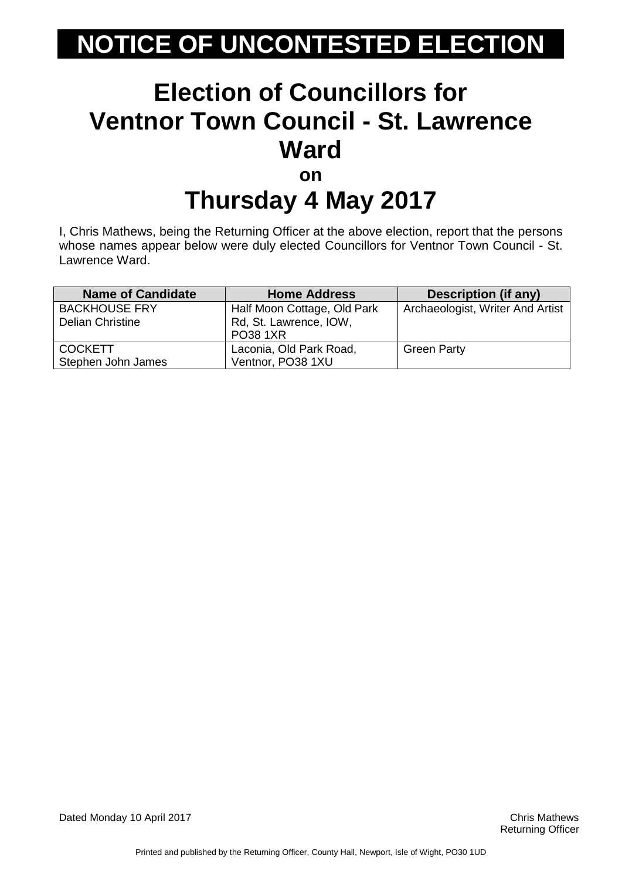# NOTICE OF UNCONTESTED ELECTION

## Election of Councillors for Ventnor Town Council - St. Lawrence Ward

**on**

## Thursday 4 May 2017

I, Chris Mathews, being the Returning Officer at the above election, report that the persons whose names appear below were duly elected Councillors for Ventnor Town Council - St. Lawrence Ward.

| Name of Candidate | Home Address | Description (if any) |
|---|---|---|
| BACKHOUSE FRY Delian Christine | Half Moon Cottage, Old Park Rd, St. Lawrence, IOW, PO38 1XR | Archaeologist, Writer And Artist |
| COCKETT Stephen John James | Laconia, Old Park Road, Ventnor, PO38 1XU | Green Party |

Dated Monday 10 April 2017

Chris Mathews
Returning Officer

Printed and published by the Returning Officer, County Hall, Newport, Isle of Wight, PO30 1UD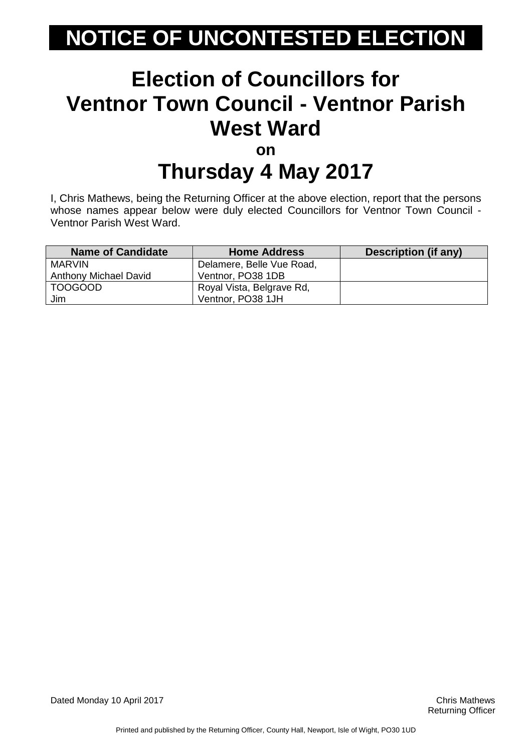# NOTICE OF UNCONTESTED ELECTION

## Election of Councillors for Ventnor Town Council - Ventnor Parish West Ward

**on**

## Thursday 4 May 2017

I, Chris Mathews, being the Returning Officer at the above election, report that the persons whose names appear below were duly elected Councillors for Ventnor Town Council - Ventnor Parish West Ward.

| Name of Candidate | Home Address | Description (if any) |
|---|---|---|
| MARVIN Anthony Michael David | Delamere, Belle Vue Road, Ventnor, PO38 1DB | |
| TOOGOOD Jim | Royal Vista, Belgrave Rd, Ventnor, PO38 1JH | |

Dated Monday 10 April 2017

Chris Mathews
Returning Officer

Printed and published by the Returning Officer, County Hall, Newport, Isle of Wight, PO30 1UD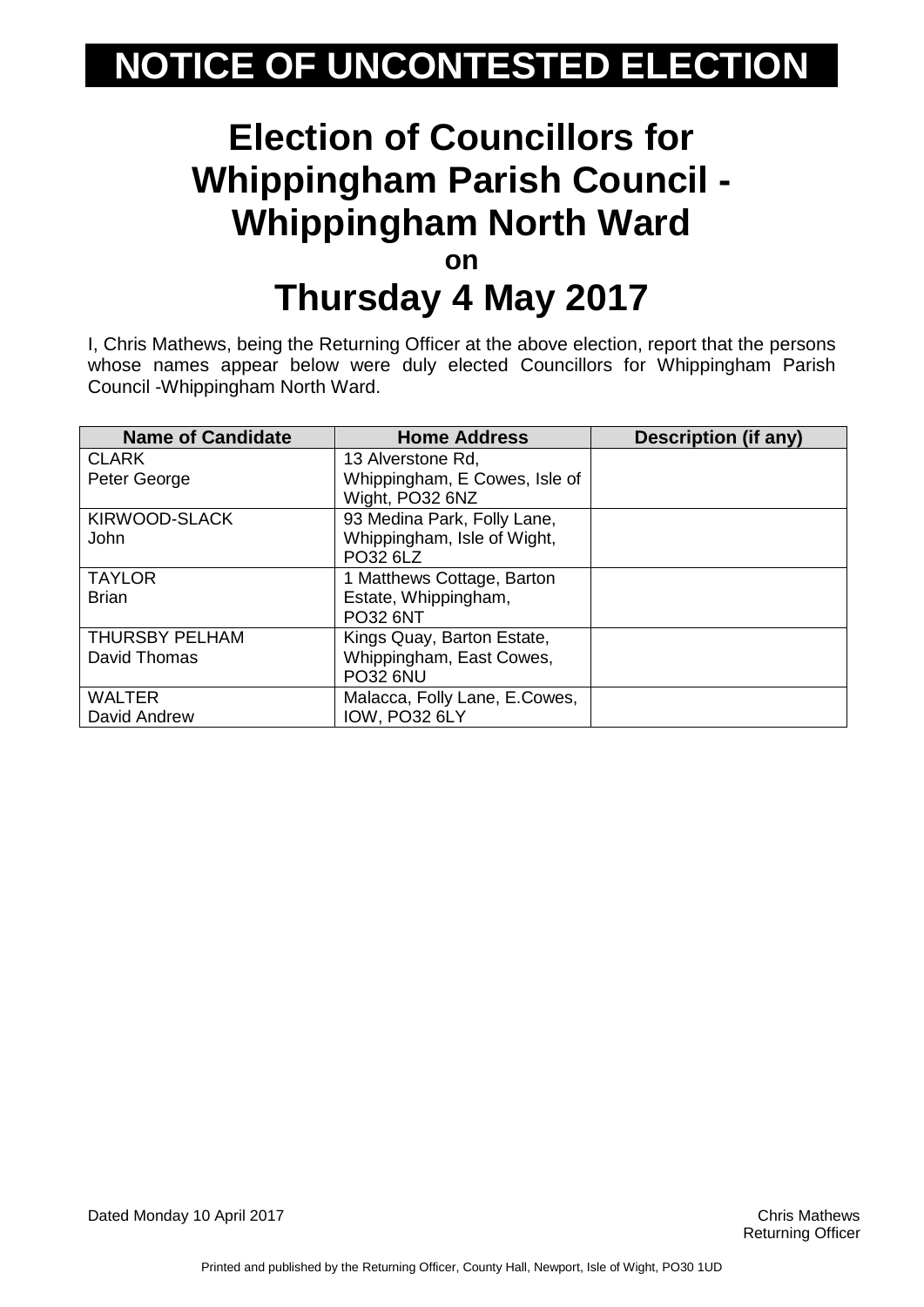# NOTICE OF UNCONTESTED ELECTION

## Election of Councillors for Whippingham Parish Council - Whippingham North Ward

**on**

## Thursday 4 May 2017

I, Chris Mathews, being the Returning Officer at the above election, report that the persons whose names appear below were duly elected Councillors for Whippingham Parish Council -Whippingham North Ward.

| Name of Candidate | Home Address | Description (if any) |
|---|---|---|
| CLARK<br>Peter George | 13 Alverstone Rd, Whippingham, E Cowes, Isle of Wight, PO32 6NZ | |
| KIRWOOD-SLACK<br>John | 93 Medina Park, Folly Lane, Whippingham, Isle of Wight, PO32 6LZ | |
| TAYLOR<br>Brian | 1 Matthews Cottage, Barton Estate, Whippingham, PO32 6NT | |
| THURSBY PELHAM<br>David Thomas | Kings Quay, Barton Estate, Whippingham, East Cowes, PO32 6NU | |
| WALTER<br>David Andrew | Malacca, Folly Lane, E.Cowes, IOW, PO32 6LY | |

Dated Monday 10 April 2017

Chris Mathews
Returning Officer

Printed and published by the Returning Officer, County Hall, Newport, Isle of Wight, PO30 1UD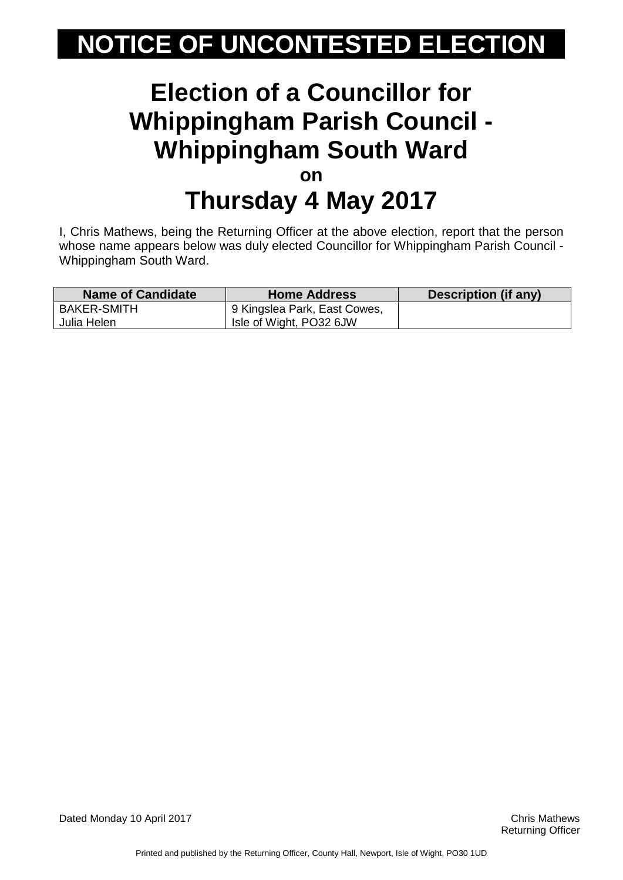# NOTICE OF UNCONTESTED ELECTION

## Election of a Councillor for Whippingham Parish Council - Whippingham South Ward

**on**

## Thursday 4 May 2017

I, Chris Mathews, being the Returning Officer at the above election, report that the person whose name appears below was duly elected Councillor for Whippingham Parish Council - Whippingham South Ward.

| Name of Candidate | Home Address | Description (if any) |
|---|---|---|
| BAKER-SMITH Julia Helen | 9 Kingslea Park, East Cowes, Isle of Wight, PO32 6JW | |

Dated Monday 10 April 2017

Chris Mathews
Returning Officer

Printed and published by the Returning Officer, County Hall, Newport, Isle of Wight, PO30 1UD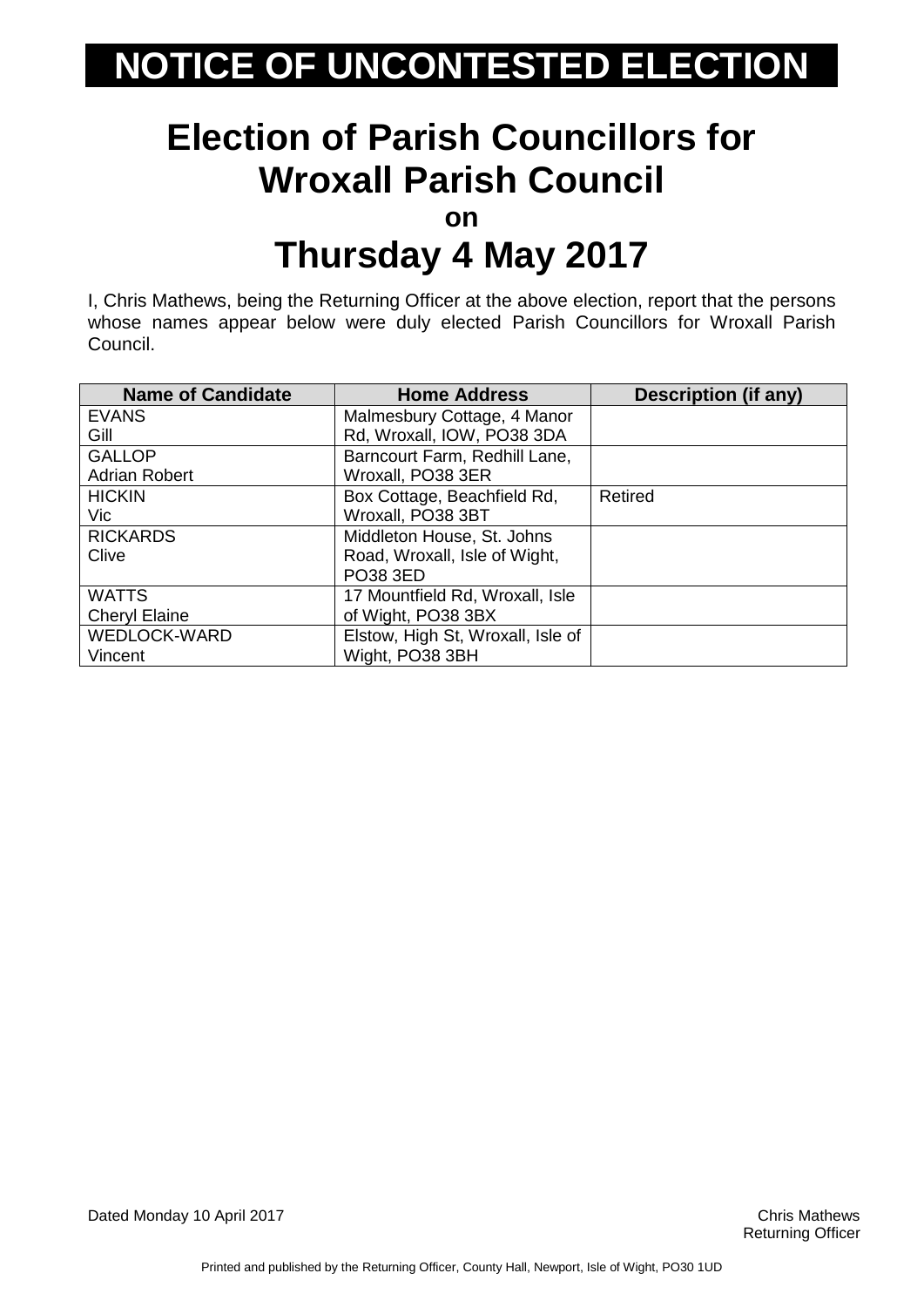# NOTICE OF UNCONTESTED ELECTION

## Election of Parish Councillors for Wroxall Parish Council

**on**

## Thursday 4 May 2017

I, Chris Mathews, being the Returning Officer at the above election, report that the persons whose names appear below were duly elected Parish Councillors for Wroxall Parish Council.

| Name of Candidate | Home Address | Description (if any) |
|---|---|---|
| EVANS Gill | Malmesbury Cottage, 4 Manor Rd, Wroxall, IOW, PO38 3DA | |
| GALLOP Adrian Robert | Barncourt Farm, Redhill Lane, Wroxall, PO38 3ER | |
| HICKIN Vic | Box Cottage, Beachfield Rd, Wroxall, PO38 3BT | Retired |
| RICKARDS Clive | Middleton House, St. Johns Road, Wroxall, Isle of Wight, PO38 3ED | |
| WATTS Cheryl Elaine | 17 Mountfield Rd, Wroxall, Isle of Wight, PO38 3BX | |
| WEDLOCK-WARD Vincent | Elstow, High St, Wroxall, Isle of Wight, PO38 3BH | |

Dated Monday 10 April 2017

Chris Mathews
Returning Officer

Printed and published by the Returning Officer, County Hall, Newport, Isle of Wight, PO30 1UD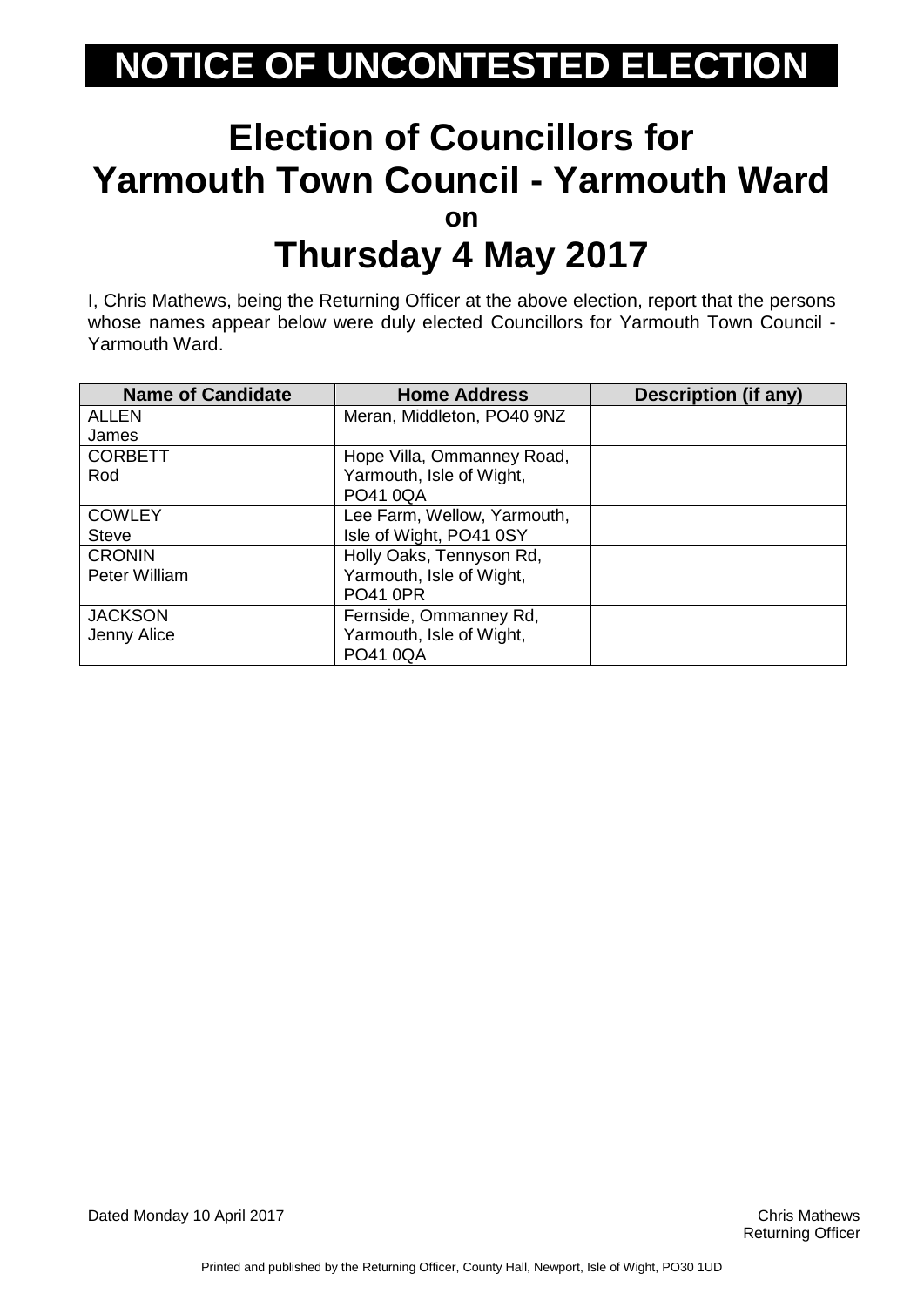# NOTICE OF UNCONTESTED ELECTION

## Election of Councillors for Yarmouth Town Council - Yarmouth Ward

**on**

## Thursday 4 May 2017

I, Chris Mathews, being the Returning Officer at the above election, report that the persons whose names appear below were duly elected Councillors for Yarmouth Town Council - Yarmouth Ward.

| Name of Candidate | Home Address | Description (if any) |
|---|---|---|
| ALLEN James | Meran, Middleton, PO40 9NZ | |
| CORBETT Rod | Hope Villa, Ommanney Road, Yarmouth, Isle of Wight, PO41 0QA | |
| COWLEY Steve | Lee Farm, Wellow, Yarmouth, Isle of Wight, PO41 0SY | |
| CRONIN Peter William | Holly Oaks, Tennyson Rd, Yarmouth, Isle of Wight, PO41 0PR | |
| JACKSON Jenny Alice | Fernside, Ommanney Rd, Yarmouth, Isle of Wight, PO41 0QA | |

Dated Monday 10 April 2017

Chris Mathews
Returning Officer

Printed and published by the Returning Officer, County Hall, Newport, Isle of Wight, PO30 1UD